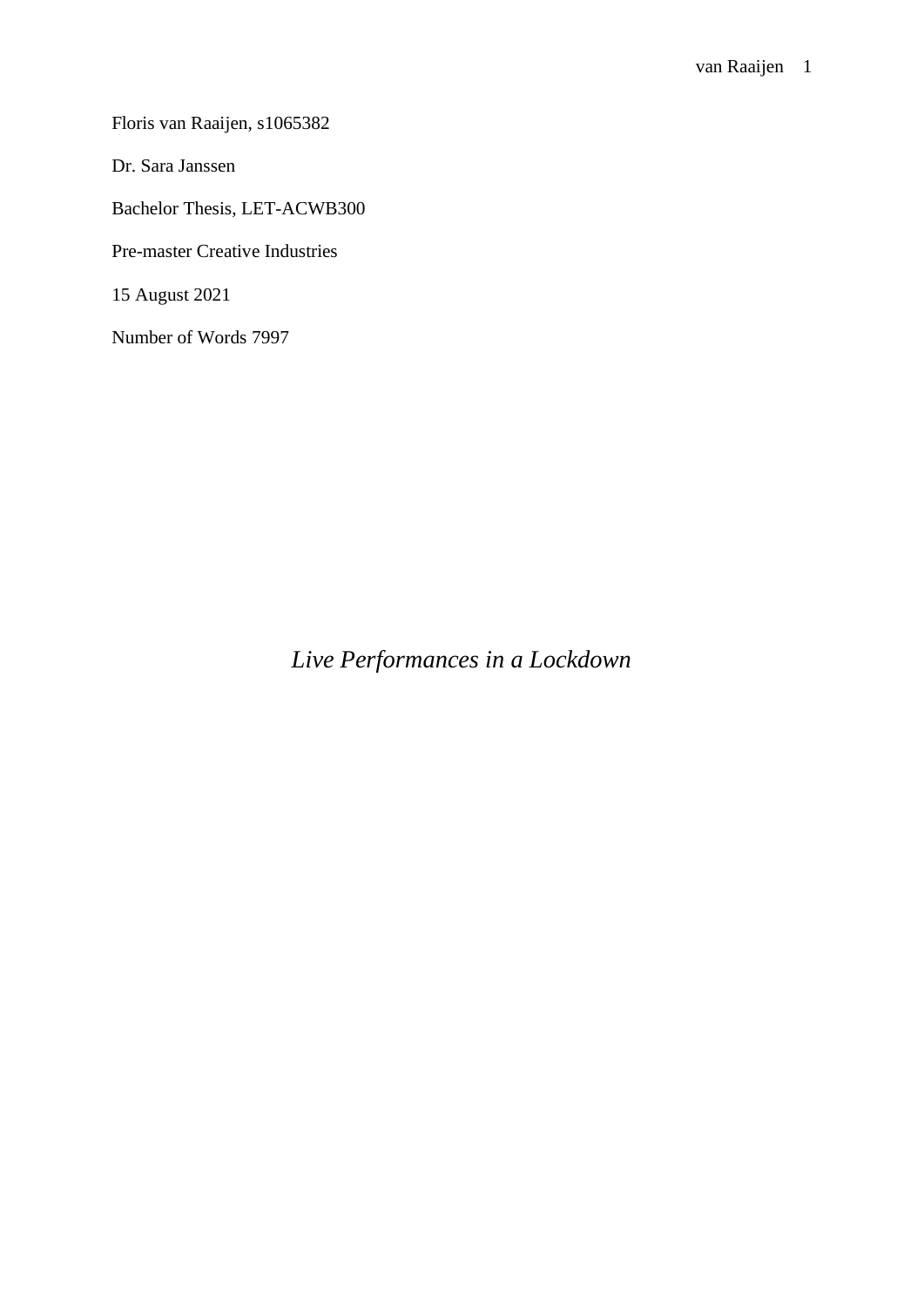Floris van Raaijen, s1065382

Dr. Sara Janssen

Bachelor Thesis, LET-ACWB300

Pre-master Creative Industries

15 August 2021

Number of Words 7997

# *Live Performances in a Lockdown*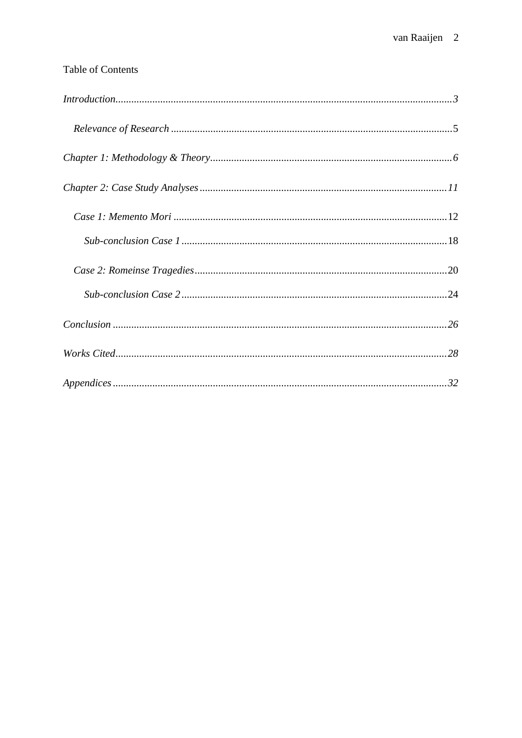Table of Contents

*Introduction*................................................................................................................................*3*

*Relevance of Research* ..........................................................................................................5

*Chapter 1: Methodology & Theory*...........................................................................................*6*

*Chapter 2: Case Study Analyses*.............................................................................................*11*

*Case 1: Memento Mori* .......................................................................................................12

*Sub-conclusion Case 1*....................................................................................................18

*Case 2: Romeinse Tragedies*...............................................................................................20

*Sub-conclusion Case 2*....................................................................................................24

*Conclusion* .............................................................................................................................*26*

*Works Cited*............................................................................................................................*28*

*Appendices* ..............................................................................................................................*32*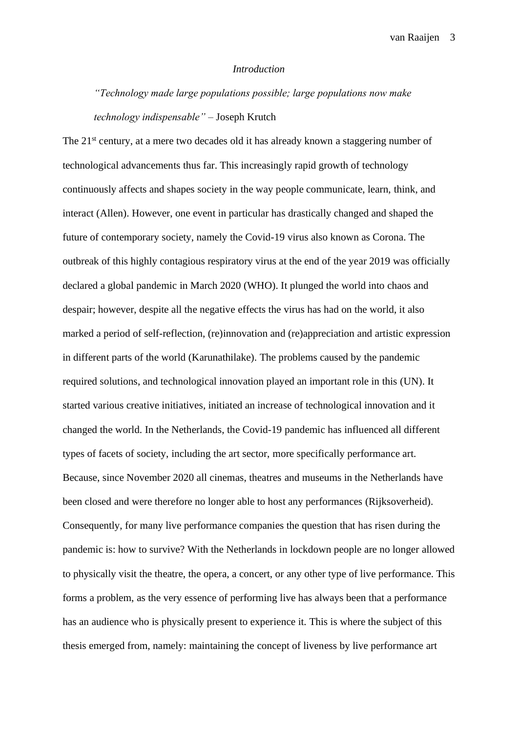## *Introduction*

> *"Technology made large populations possible; large populations now make technology indispensable"* – Joseph Krutch

The 21st century, at a mere two decades old it has already known a staggering number of technological advancements thus far. This increasingly rapid growth of technology continuously affects and shapes society in the way people communicate, learn, think, and interact (Allen). However, one event in particular has drastically changed and shaped the future of contemporary society, namely the Covid-19 virus also known as Corona. The outbreak of this highly contagious respiratory virus at the end of the year 2019 was officially declared a global pandemic in March 2020 (WHO). It plunged the world into chaos and despair; however, despite all the negative effects the virus has had on the world, it also marked a period of self-reflection, (re)innovation and (re)appreciation and artistic expression in different parts of the world (Karunathilake). The problems caused by the pandemic required solutions, and technological innovation played an important role in this (UN). It started various creative initiatives, initiated an increase of technological innovation and it changed the world. In the Netherlands, the Covid-19 pandemic has influenced all different types of facets of society, including the art sector, more specifically performance art. Because, since November 2020 all cinemas, theatres and museums in the Netherlands have been closed and were therefore no longer able to host any performances (Rijksoverheid). Consequently, for many live performance companies the question that has risen during the pandemic is: how to survive? With the Netherlands in lockdown people are no longer allowed to physically visit the theatre, the opera, a concert, or any other type of live performance. This forms a problem, as the very essence of performing live has always been that a performance has an audience who is physically present to experience it. This is where the subject of this thesis emerged from, namely: maintaining the concept of liveness by live performance art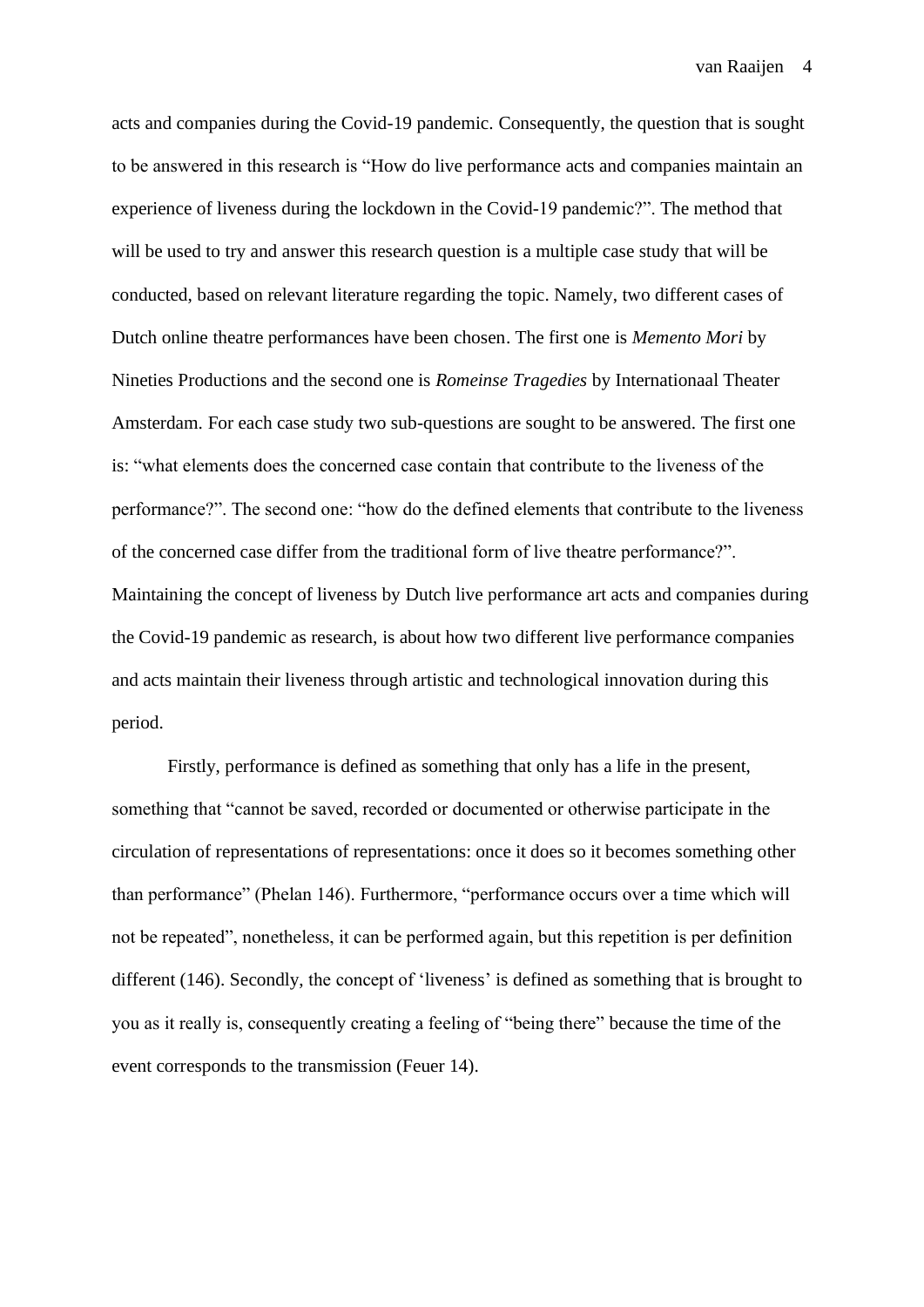acts and companies during the Covid-19 pandemic. Consequently, the question that is sought to be answered in this research is "How do live performance acts and companies maintain an experience of liveness during the lockdown in the Covid-19 pandemic?". The method that will be used to try and answer this research question is a multiple case study that will be conducted, based on relevant literature regarding the topic. Namely, two different cases of Dutch online theatre performances have been chosen. The first one is *Memento Mori* by Nineties Productions and the second one is *Romeinse Tragedies* by Internationaal Theater Amsterdam. For each case study two sub-questions are sought to be answered. The first one is: "what elements does the concerned case contain that contribute to the liveness of the performance?". The second one: "how do the defined elements that contribute to the liveness of the concerned case differ from the traditional form of live theatre performance?". Maintaining the concept of liveness by Dutch live performance art acts and companies during the Covid-19 pandemic as research, is about how two different live performance companies and acts maintain their liveness through artistic and technological innovation during this period.

Firstly, performance is defined as something that only has a life in the present, something that "cannot be saved, recorded or documented or otherwise participate in the circulation of representations of representations: once it does so it becomes something other than performance" (Phelan 146). Furthermore, "performance occurs over a time which will not be repeated", nonetheless, it can be performed again, but this repetition is per definition different (146). Secondly, the concept of 'liveness' is defined as something that is brought to you as it really is, consequently creating a feeling of "being there" because the time of the event corresponds to the transmission (Feuer 14).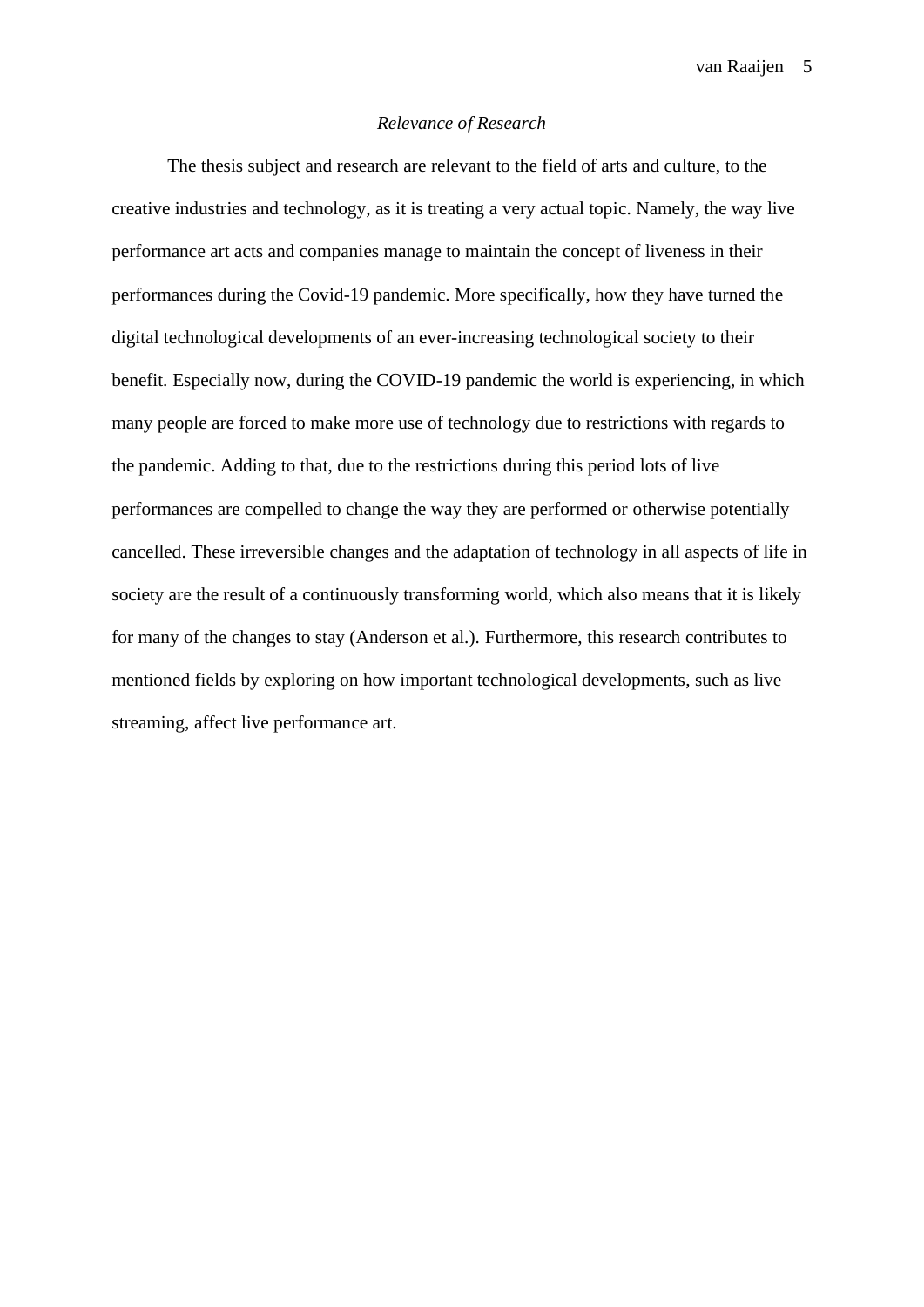*Relevance of Research*

The thesis subject and research are relevant to the field of arts and culture, to the creative industries and technology, as it is treating a very actual topic. Namely, the way live performance art acts and companies manage to maintain the concept of liveness in their performances during the Covid-19 pandemic. More specifically, how they have turned the digital technological developments of an ever-increasing technological society to their benefit. Especially now, during the COVID-19 pandemic the world is experiencing, in which many people are forced to make more use of technology due to restrictions with regards to the pandemic. Adding to that, due to the restrictions during this period lots of live performances are compelled to change the way they are performed or otherwise potentially cancelled. These irreversible changes and the adaptation of technology in all aspects of life in society are the result of a continuously transforming world, which also means that it is likely for many of the changes to stay (Anderson et al.). Furthermore, this research contributes to mentioned fields by exploring on how important technological developments, such as live streaming, affect live performance art.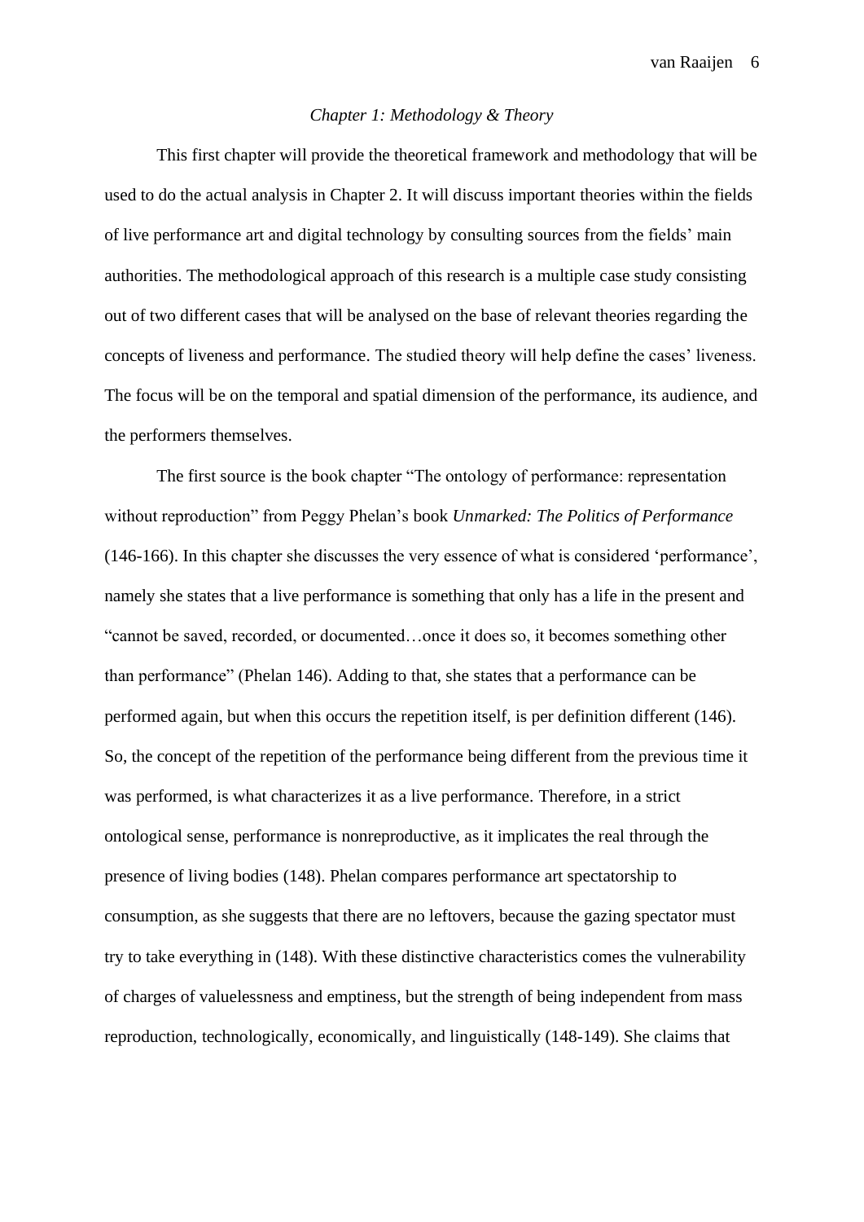## *Chapter 1: Methodology & Theory*

This first chapter will provide the theoretical framework and methodology that will be used to do the actual analysis in Chapter 2. It will discuss important theories within the fields of live performance art and digital technology by consulting sources from the fields' main authorities. The methodological approach of this research is a multiple case study consisting out of two different cases that will be analysed on the base of relevant theories regarding the concepts of liveness and performance. The studied theory will help define the cases' liveness. The focus will be on the temporal and spatial dimension of the performance, its audience, and the performers themselves.

The first source is the book chapter "The ontology of performance: representation without reproduction" from Peggy Phelan's book *Unmarked: The Politics of Performance* (146-166). In this chapter she discusses the very essence of what is considered 'performance', namely she states that a live performance is something that only has a life in the present and "cannot be saved, recorded, or documented…once it does so, it becomes something other than performance" (Phelan 146). Adding to that, she states that a performance can be performed again, but when this occurs the repetition itself, is per definition different (146). So, the concept of the repetition of the performance being different from the previous time it was performed, is what characterizes it as a live performance. Therefore, in a strict ontological sense, performance is nonreproductive, as it implicates the real through the presence of living bodies (148). Phelan compares performance art spectatorship to consumption, as she suggests that there are no leftovers, because the gazing spectator must try to take everything in (148). With these distinctive characteristics comes the vulnerability of charges of valuelessness and emptiness, but the strength of being independent from mass reproduction, technologically, economically, and linguistically (148-149). She claims that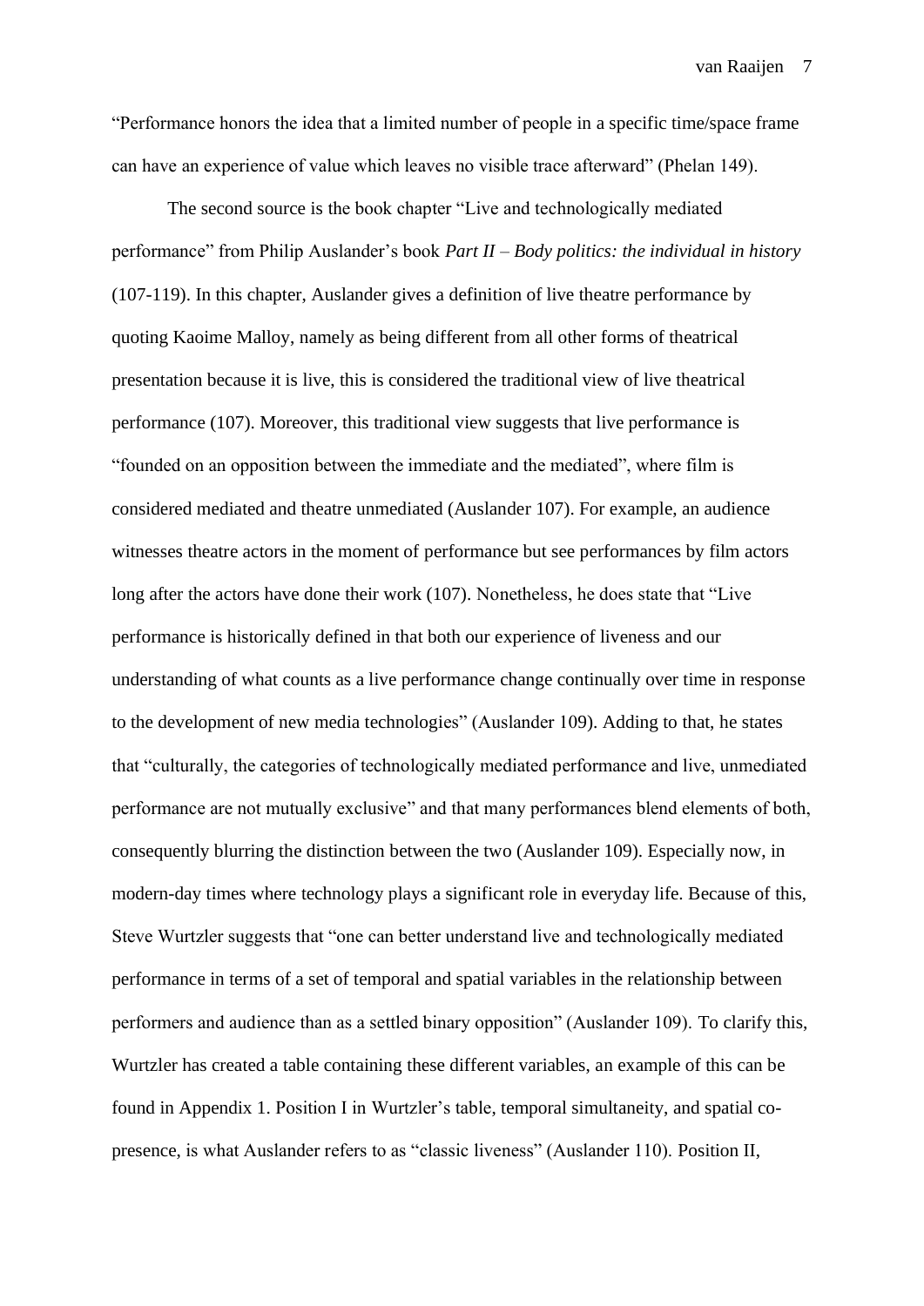"Performance honors the idea that a limited number of people in a specific time/space frame can have an experience of value which leaves no visible trace afterward" (Phelan 149).

The second source is the book chapter "Live and technologically mediated performance" from Philip Auslander's book *Part II – Body politics: the individual in history* (107-119). In this chapter, Auslander gives a definition of live theatre performance by quoting Kaoime Malloy, namely as being different from all other forms of theatrical presentation because it is live, this is considered the traditional view of live theatrical performance (107). Moreover, this traditional view suggests that live performance is "founded on an opposition between the immediate and the mediated", where film is considered mediated and theatre unmediated (Auslander 107). For example, an audience witnesses theatre actors in the moment of performance but see performances by film actors long after the actors have done their work (107). Nonetheless, he does state that "Live performance is historically defined in that both our experience of liveness and our understanding of what counts as a live performance change continually over time in response to the development of new media technologies" (Auslander 109). Adding to that, he states that "culturally, the categories of technologically mediated performance and live, unmediated performance are not mutually exclusive" and that many performances blend elements of both, consequently blurring the distinction between the two (Auslander 109). Especially now, in modern-day times where technology plays a significant role in everyday life. Because of this, Steve Wurtzler suggests that "one can better understand live and technologically mediated performance in terms of a set of temporal and spatial variables in the relationship between performers and audience than as a settled binary opposition" (Auslander 109). To clarify this, Wurtzler has created a table containing these different variables, an example of this can be found in Appendix 1. Position I in Wurtzler's table, temporal simultaneity, and spatial co-presence, is what Auslander refers to as "classic liveness" (Auslander 110). Position II,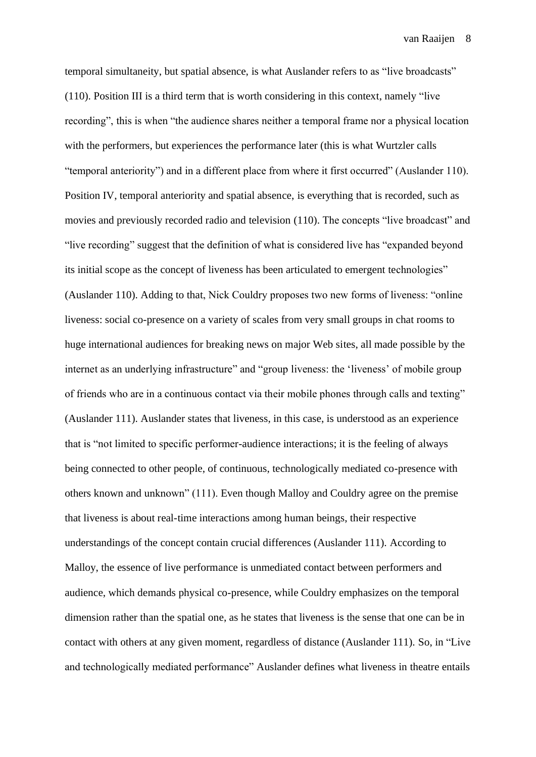temporal simultaneity, but spatial absence, is what Auslander refers to as "live broadcasts" (110). Position III is a third term that is worth considering in this context, namely "live recording", this is when "the audience shares neither a temporal frame nor a physical location with the performers, but experiences the performance later (this is what Wurtzler calls "temporal anteriority") and in a different place from where it first occurred" (Auslander 110). Position IV, temporal anteriority and spatial absence, is everything that is recorded, such as movies and previously recorded radio and television (110). The concepts "live broadcast" and "live recording" suggest that the definition of what is considered live has "expanded beyond its initial scope as the concept of liveness has been articulated to emergent technologies" (Auslander 110). Adding to that, Nick Couldry proposes two new forms of liveness: "online liveness: social co-presence on a variety of scales from very small groups in chat rooms to huge international audiences for breaking news on major Web sites, all made possible by the internet as an underlying infrastructure" and "group liveness: the 'liveness' of mobile group of friends who are in a continuous contact via their mobile phones through calls and texting" (Auslander 111). Auslander states that liveness, in this case, is understood as an experience that is "not limited to specific performer-audience interactions; it is the feeling of always being connected to other people, of continuous, technologically mediated co-presence with others known and unknown" (111). Even though Malloy and Couldry agree on the premise that liveness is about real-time interactions among human beings, their respective understandings of the concept contain crucial differences (Auslander 111). According to Malloy, the essence of live performance is unmediated contact between performers and audience, which demands physical co-presence, while Couldry emphasizes on the temporal dimension rather than the spatial one, as he states that liveness is the sense that one can be in contact with others at any given moment, regardless of distance (Auslander 111). So, in "Live and technologically mediated performance" Auslander defines what liveness in theatre entails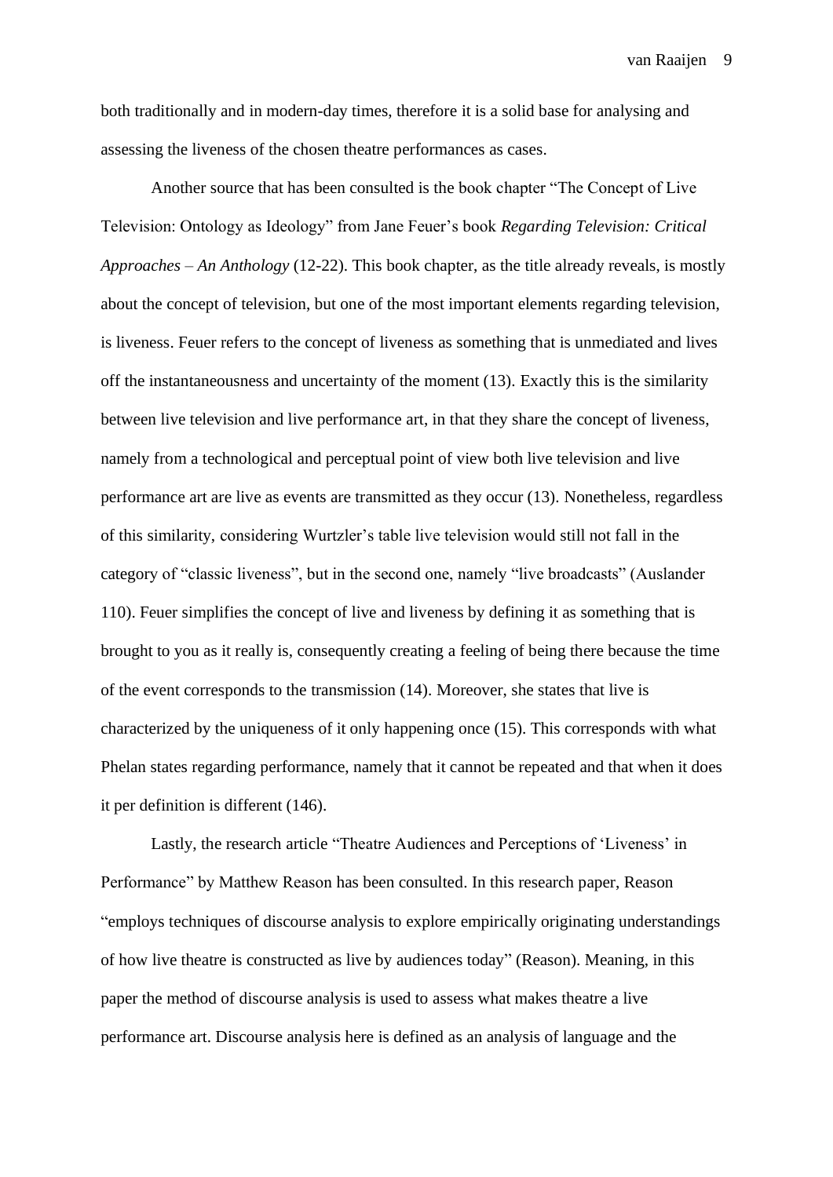both traditionally and in modern-day times, therefore it is a solid base for analysing and assessing the liveness of the chosen theatre performances as cases.

Another source that has been consulted is the book chapter "The Concept of Live Television: Ontology as Ideology" from Jane Feuer's book *Regarding Television: Critical Approaches – An Anthology* (12-22). This book chapter, as the title already reveals, is mostly about the concept of television, but one of the most important elements regarding television, is liveness. Feuer refers to the concept of liveness as something that is unmediated and lives off the instantaneousness and uncertainty of the moment (13). Exactly this is the similarity between live television and live performance art, in that they share the concept of liveness, namely from a technological and perceptual point of view both live television and live performance art are live as events are transmitted as they occur (13). Nonetheless, regardless of this similarity, considering Wurtzler's table live television would still not fall in the category of "classic liveness", but in the second one, namely "live broadcasts" (Auslander 110). Feuer simplifies the concept of live and liveness by defining it as something that is brought to you as it really is, consequently creating a feeling of being there because the time of the event corresponds to the transmission (14). Moreover, she states that live is characterized by the uniqueness of it only happening once (15). This corresponds with what Phelan states regarding performance, namely that it cannot be repeated and that when it does it per definition is different (146).

Lastly, the research article "Theatre Audiences and Perceptions of 'Liveness' in Performance" by Matthew Reason has been consulted. In this research paper, Reason "employs techniques of discourse analysis to explore empirically originating understandings of how live theatre is constructed as live by audiences today" (Reason). Meaning, in this paper the method of discourse analysis is used to assess what makes theatre a live performance art. Discourse analysis here is defined as an analysis of language and the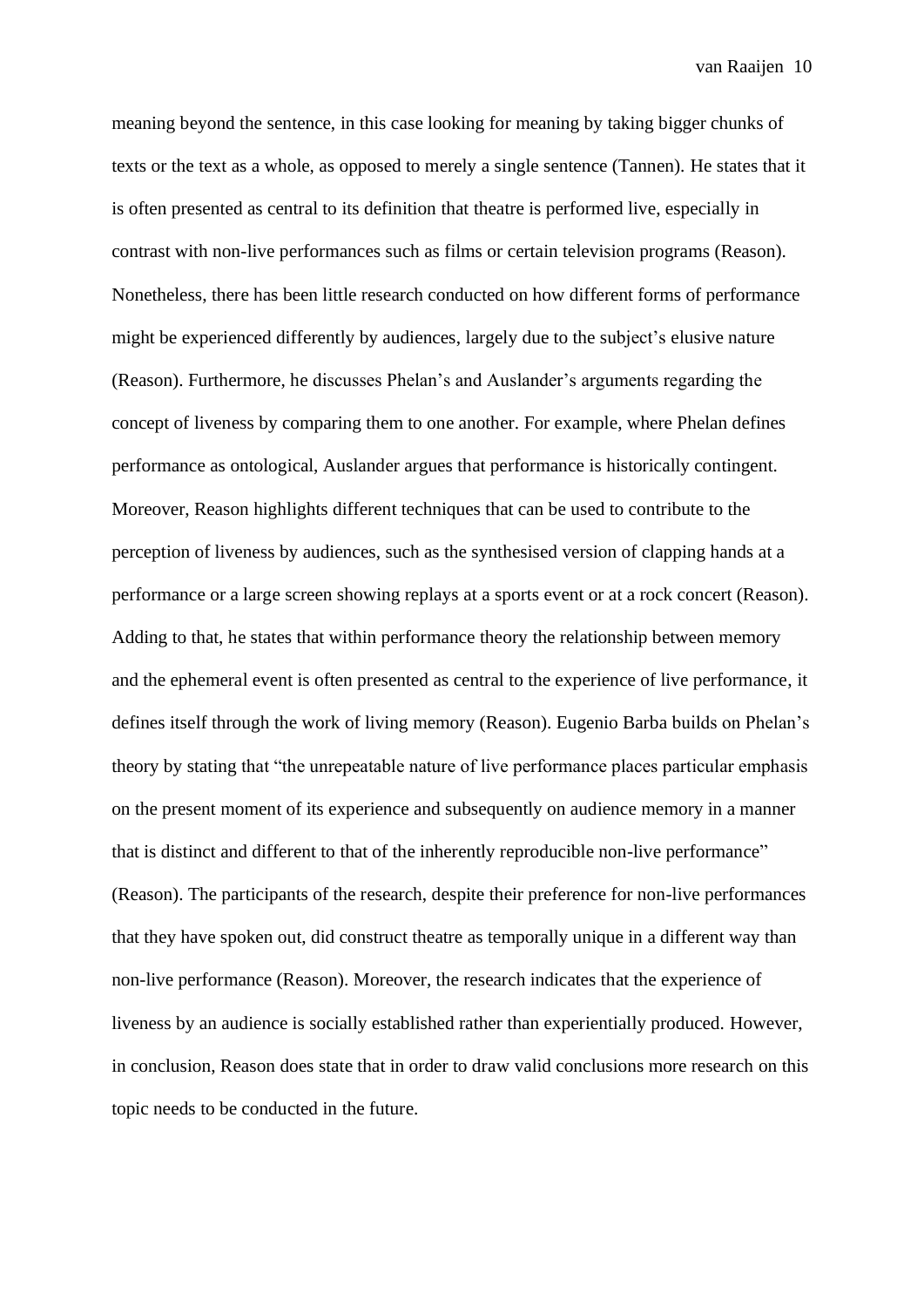meaning beyond the sentence, in this case looking for meaning by taking bigger chunks of texts or the text as a whole, as opposed to merely a single sentence (Tannen). He states that it is often presented as central to its definition that theatre is performed live, especially in contrast with non-live performances such as films or certain television programs (Reason). Nonetheless, there has been little research conducted on how different forms of performance might be experienced differently by audiences, largely due to the subject's elusive nature (Reason). Furthermore, he discusses Phelan's and Auslander's arguments regarding the concept of liveness by comparing them to one another. For example, where Phelan defines performance as ontological, Auslander argues that performance is historically contingent. Moreover, Reason highlights different techniques that can be used to contribute to the perception of liveness by audiences, such as the synthesised version of clapping hands at a performance or a large screen showing replays at a sports event or at a rock concert (Reason). Adding to that, he states that within performance theory the relationship between memory and the ephemeral event is often presented as central to the experience of live performance, it defines itself through the work of living memory (Reason). Eugenio Barba builds on Phelan's theory by stating that "the unrepeatable nature of live performance places particular emphasis on the present moment of its experience and subsequently on audience memory in a manner that is distinct and different to that of the inherently reproducible non-live performance" (Reason). The participants of the research, despite their preference for non-live performances that they have spoken out, did construct theatre as temporally unique in a different way than non-live performance (Reason). Moreover, the research indicates that the experience of liveness by an audience is socially established rather than experientially produced. However, in conclusion, Reason does state that in order to draw valid conclusions more research on this topic needs to be conducted in the future.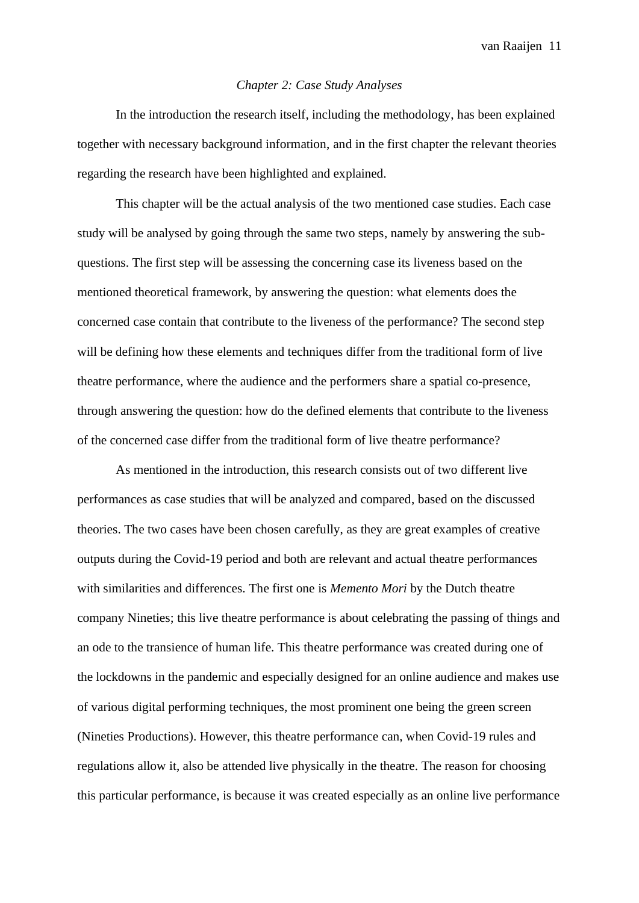## *Chapter 2: Case Study Analyses*

In the introduction the research itself, including the methodology, has been explained together with necessary background information, and in the first chapter the relevant theories regarding the research have been highlighted and explained.

This chapter will be the actual analysis of the two mentioned case studies. Each case study will be analysed by going through the same two steps, namely by answering the sub-questions. The first step will be assessing the concerning case its liveness based on the mentioned theoretical framework, by answering the question: what elements does the concerned case contain that contribute to the liveness of the performance? The second step will be defining how these elements and techniques differ from the traditional form of live theatre performance, where the audience and the performers share a spatial co-presence, through answering the question: how do the defined elements that contribute to the liveness of the concerned case differ from the traditional form of live theatre performance?

As mentioned in the introduction, this research consists out of two different live performances as case studies that will be analyzed and compared, based on the discussed theories. The two cases have been chosen carefully, as they are great examples of creative outputs during the Covid-19 period and both are relevant and actual theatre performances with similarities and differences. The first one is *Memento Mori* by the Dutch theatre company Nineties; this live theatre performance is about celebrating the passing of things and an ode to the transience of human life. This theatre performance was created during one of the lockdowns in the pandemic and especially designed for an online audience and makes use of various digital performing techniques, the most prominent one being the green screen (Nineties Productions). However, this theatre performance can, when Covid-19 rules and regulations allow it, also be attended live physically in the theatre. The reason for choosing this particular performance, is because it was created especially as an online live performance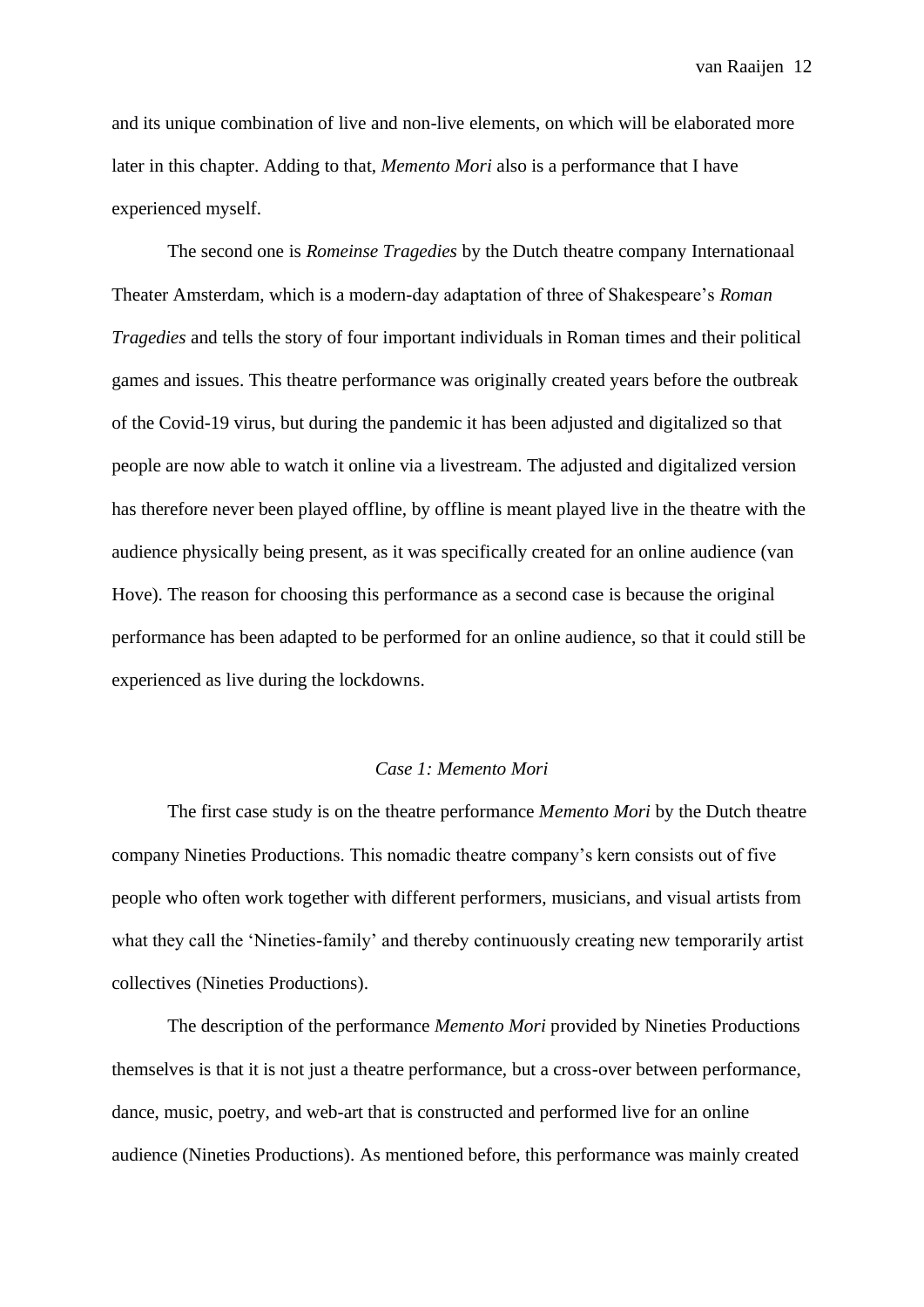and its unique combination of live and non-live elements, on which will be elaborated more later in this chapter. Adding to that, *Memento Mori* also is a performance that I have experienced myself.

The second one is *Romeinse Tragedies* by the Dutch theatre company Internationaal Theater Amsterdam, which is a modern-day adaptation of three of Shakespeare's *Roman Tragedies* and tells the story of four important individuals in Roman times and their political games and issues. This theatre performance was originally created years before the outbreak of the Covid-19 virus, but during the pandemic it has been adjusted and digitalized so that people are now able to watch it online via a livestream. The adjusted and digitalized version has therefore never been played offline, by offline is meant played live in the theatre with the audience physically being present, as it was specifically created for an online audience (van Hove). The reason for choosing this performance as a second case is because the original performance has been adapted to be performed for an online audience, so that it could still be experienced as live during the lockdowns.

### *Case 1: Memento Mori*

The first case study is on the theatre performance *Memento Mori* by the Dutch theatre company Nineties Productions. This nomadic theatre company's kern consists out of five people who often work together with different performers, musicians, and visual artists from what they call the 'Nineties-family' and thereby continuously creating new temporarily artist collectives (Nineties Productions).

The description of the performance *Memento Mori* provided by Nineties Productions themselves is that it is not just a theatre performance, but a cross-over between performance, dance, music, poetry, and web-art that is constructed and performed live for an online audience (Nineties Productions). As mentioned before, this performance was mainly created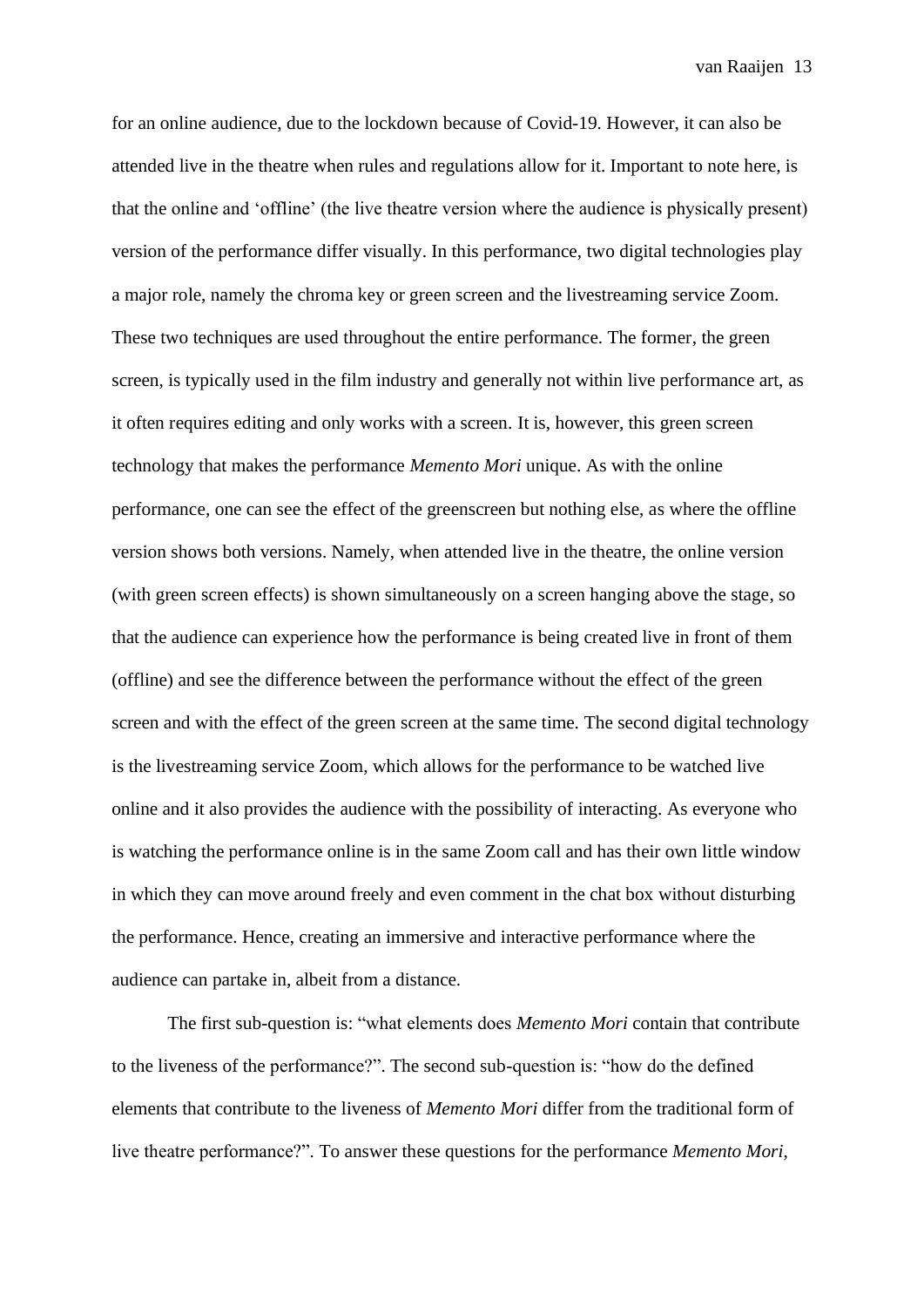for an online audience, due to the lockdown because of Covid-19. However, it can also be attended live in the theatre when rules and regulations allow for it. Important to note here, is that the online and 'offline' (the live theatre version where the audience is physically present) version of the performance differ visually. In this performance, two digital technologies play a major role, namely the chroma key or green screen and the livestreaming service Zoom. These two techniques are used throughout the entire performance. The former, the green screen, is typically used in the film industry and generally not within live performance art, as it often requires editing and only works with a screen. It is, however, this green screen technology that makes the performance *Memento Mori* unique. As with the online performance, one can see the effect of the greenscreen but nothing else, as where the offline version shows both versions. Namely, when attended live in the theatre, the online version (with green screen effects) is shown simultaneously on a screen hanging above the stage, so that the audience can experience how the performance is being created live in front of them (offline) and see the difference between the performance without the effect of the green screen and with the effect of the green screen at the same time. The second digital technology is the livestreaming service Zoom, which allows for the performance to be watched live online and it also provides the audience with the possibility of interacting. As everyone who is watching the performance online is in the same Zoom call and has their own little window in which they can move around freely and even comment in the chat box without disturbing the performance. Hence, creating an immersive and interactive performance where the audience can partake in, albeit from a distance.

The first sub-question is: "what elements does *Memento Mori* contain that contribute to the liveness of the performance?". The second sub-question is: "how do the defined elements that contribute to the liveness of *Memento Mori* differ from the traditional form of live theatre performance?". To answer these questions for the performance *Memento Mori*,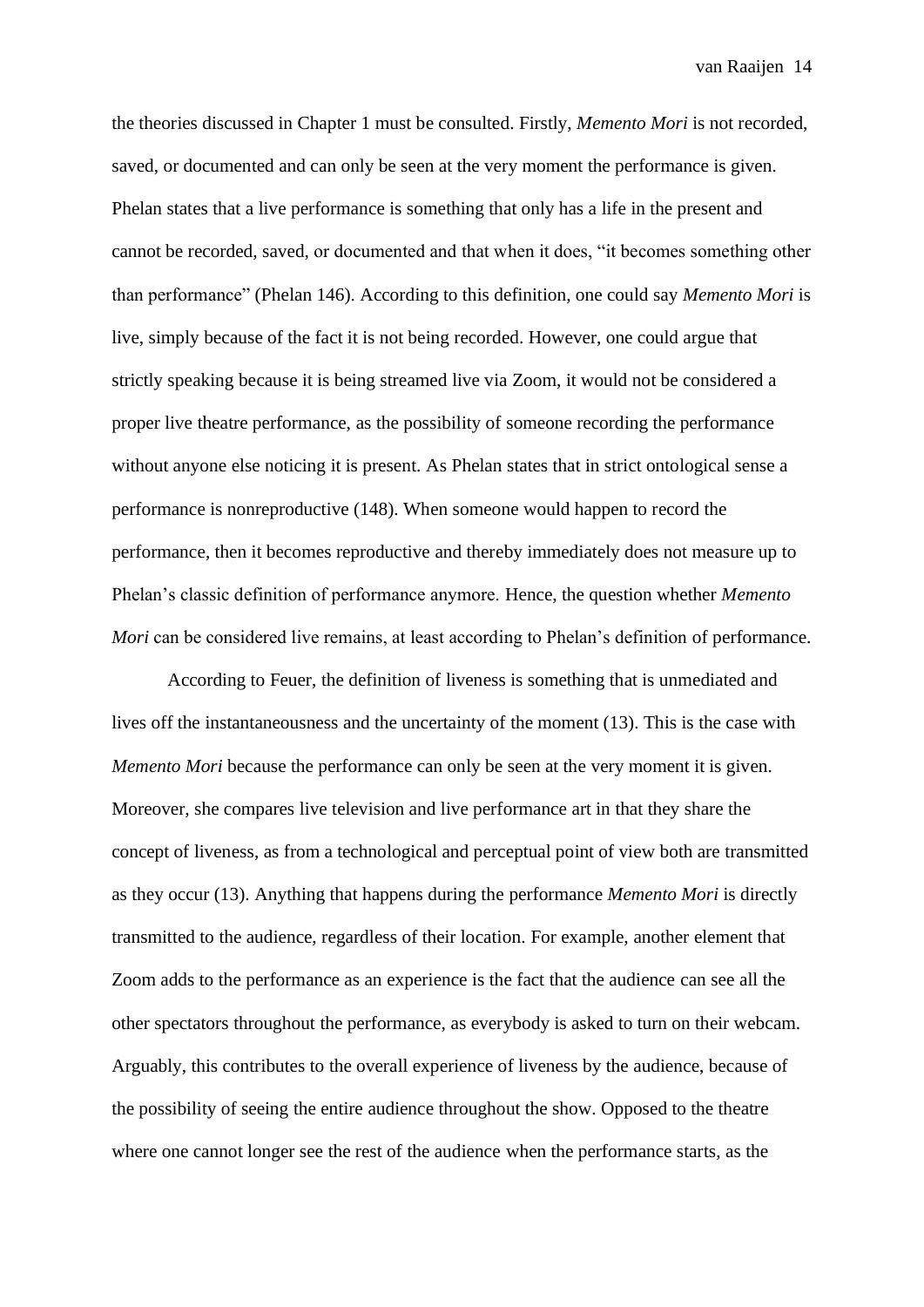the theories discussed in Chapter 1 must be consulted. Firstly, *Memento Mori* is not recorded, saved, or documented and can only be seen at the very moment the performance is given. Phelan states that a live performance is something that only has a life in the present and cannot be recorded, saved, or documented and that when it does, "it becomes something other than performance" (Phelan 146). According to this definition, one could say *Memento Mori* is live, simply because of the fact it is not being recorded. However, one could argue that strictly speaking because it is being streamed live via Zoom, it would not be considered a proper live theatre performance, as the possibility of someone recording the performance without anyone else noticing it is present. As Phelan states that in strict ontological sense a performance is nonreproductive (148). When someone would happen to record the performance, then it becomes reproductive and thereby immediately does not measure up to Phelan's classic definition of performance anymore. Hence, the question whether *Memento Mori* can be considered live remains, at least according to Phelan's definition of performance.

According to Feuer, the definition of liveness is something that is unmediated and lives off the instantaneousness and the uncertainty of the moment (13). This is the case with *Memento Mori* because the performance can only be seen at the very moment it is given. Moreover, she compares live television and live performance art in that they share the concept of liveness, as from a technological and perceptual point of view both are transmitted as they occur (13). Anything that happens during the performance *Memento Mori* is directly transmitted to the audience, regardless of their location. For example, another element that Zoom adds to the performance as an experience is the fact that the audience can see all the other spectators throughout the performance, as everybody is asked to turn on their webcam. Arguably, this contributes to the overall experience of liveness by the audience, because of the possibility of seeing the entire audience throughout the show. Opposed to the theatre where one cannot longer see the rest of the audience when the performance starts, as the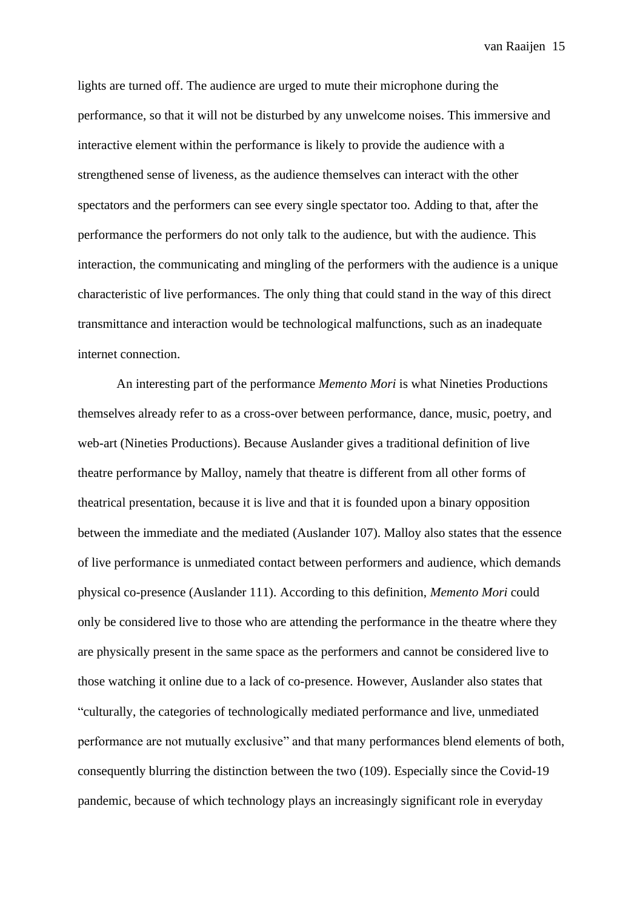lights are turned off. The audience are urged to mute their microphone during the performance, so that it will not be disturbed by any unwelcome noises. This immersive and interactive element within the performance is likely to provide the audience with a strengthened sense of liveness, as the audience themselves can interact with the other spectators and the performers can see every single spectator too. Adding to that, after the performance the performers do not only talk to the audience, but with the audience. This interaction, the communicating and mingling of the performers with the audience is a unique characteristic of live performances. The only thing that could stand in the way of this direct transmittance and interaction would be technological malfunctions, such as an inadequate internet connection.

An interesting part of the performance *Memento Mori* is what Nineties Productions themselves already refer to as a cross-over between performance, dance, music, poetry, and web-art (Nineties Productions). Because Auslander gives a traditional definition of live theatre performance by Malloy, namely that theatre is different from all other forms of theatrical presentation, because it is live and that it is founded upon a binary opposition between the immediate and the mediated (Auslander 107). Malloy also states that the essence of live performance is unmediated contact between performers and audience, which demands physical co-presence (Auslander 111). According to this definition, *Memento Mori* could only be considered live to those who are attending the performance in the theatre where they are physically present in the same space as the performers and cannot be considered live to those watching it online due to a lack of co-presence. However, Auslander also states that "culturally, the categories of technologically mediated performance and live, unmediated performance are not mutually exclusive" and that many performances blend elements of both, consequently blurring the distinction between the two (109). Especially since the Covid-19 pandemic, because of which technology plays an increasingly significant role in everyday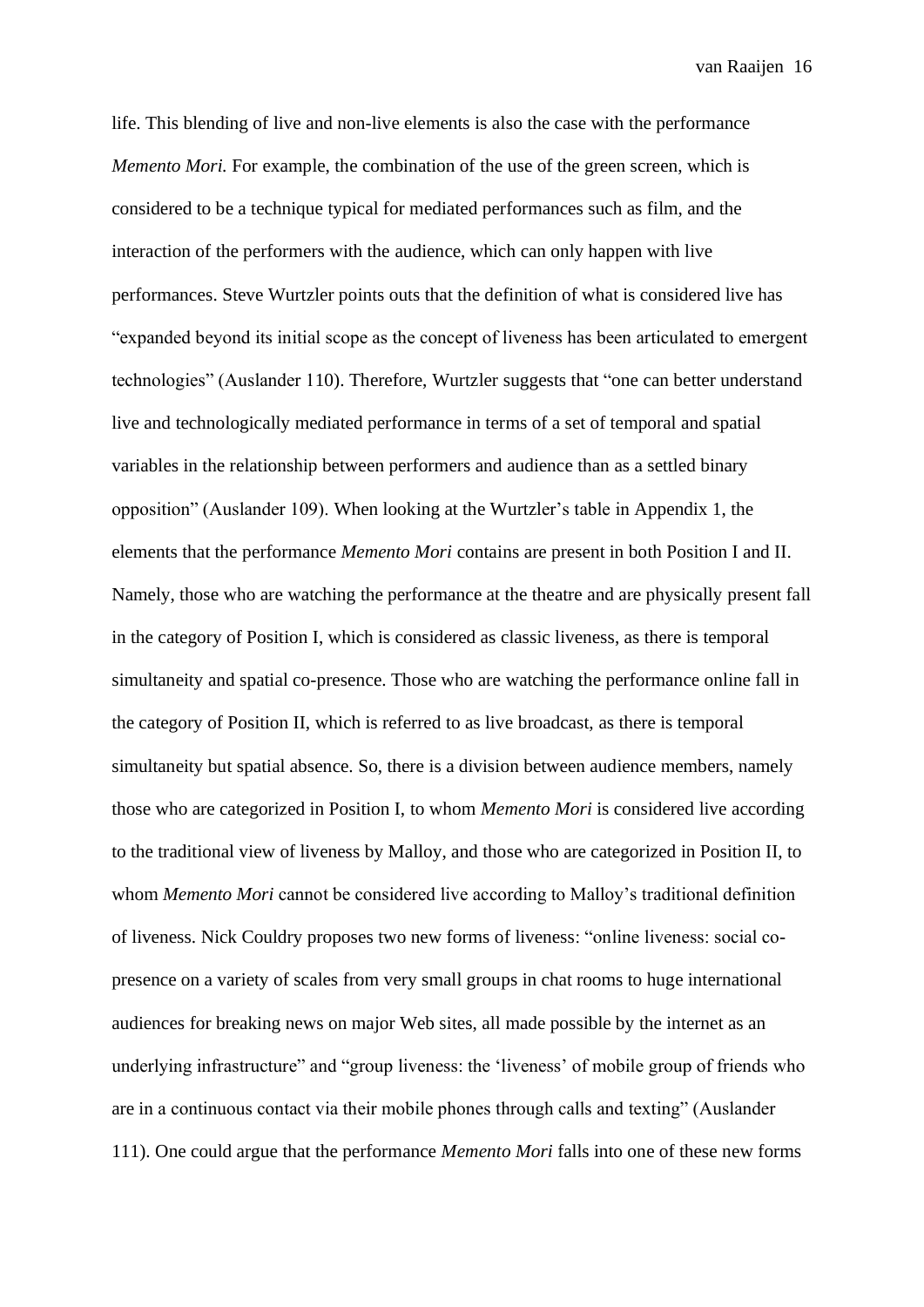life. This blending of live and non-live elements is also the case with the performance *Memento Mori.* For example, the combination of the use of the green screen, which is considered to be a technique typical for mediated performances such as film, and the interaction of the performers with the audience, which can only happen with live performances. Steve Wurtzler points outs that the definition of what is considered live has "expanded beyond its initial scope as the concept of liveness has been articulated to emergent technologies" (Auslander 110). Therefore, Wurtzler suggests that "one can better understand live and technologically mediated performance in terms of a set of temporal and spatial variables in the relationship between performers and audience than as a settled binary opposition" (Auslander 109). When looking at the Wurtzler's table in Appendix 1, the elements that the performance *Memento Mori* contains are present in both Position I and II. Namely, those who are watching the performance at the theatre and are physically present fall in the category of Position I, which is considered as classic liveness, as there is temporal simultaneity and spatial co-presence. Those who are watching the performance online fall in the category of Position II, which is referred to as live broadcast, as there is temporal simultaneity but spatial absence. So, there is a division between audience members, namely those who are categorized in Position I, to whom *Memento Mori* is considered live according to the traditional view of liveness by Malloy, and those who are categorized in Position II, to whom *Memento Mori* cannot be considered live according to Malloy's traditional definition of liveness. Nick Couldry proposes two new forms of liveness: "online liveness: social co-presence on a variety of scales from very small groups in chat rooms to huge international audiences for breaking news on major Web sites, all made possible by the internet as an underlying infrastructure" and "group liveness: the 'liveness' of mobile group of friends who are in a continuous contact via their mobile phones through calls and texting" (Auslander 111). One could argue that the performance *Memento Mori* falls into one of these new forms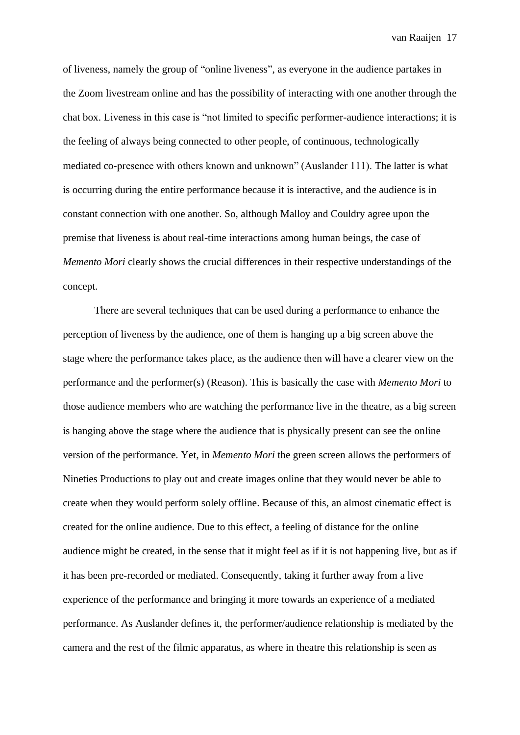of liveness, namely the group of "online liveness", as everyone in the audience partakes in the Zoom livestream online and has the possibility of interacting with one another through the chat box. Liveness in this case is "not limited to specific performer-audience interactions; it is the feeling of always being connected to other people, of continuous, technologically mediated co-presence with others known and unknown" (Auslander 111). The latter is what is occurring during the entire performance because it is interactive, and the audience is in constant connection with one another. So, although Malloy and Couldry agree upon the premise that liveness is about real-time interactions among human beings, the case of *Memento Mori* clearly shows the crucial differences in their respective understandings of the concept.

There are several techniques that can be used during a performance to enhance the perception of liveness by the audience, one of them is hanging up a big screen above the stage where the performance takes place, as the audience then will have a clearer view on the performance and the performer(s) (Reason). This is basically the case with *Memento Mori* to those audience members who are watching the performance live in the theatre, as a big screen is hanging above the stage where the audience that is physically present can see the online version of the performance. Yet, in *Memento Mori* the green screen allows the performers of Nineties Productions to play out and create images online that they would never be able to create when they would perform solely offline. Because of this, an almost cinematic effect is created for the online audience. Due to this effect, a feeling of distance for the online audience might be created, in the sense that it might feel as if it is not happening live, but as if it has been pre-recorded or mediated. Consequently, taking it further away from a live experience of the performance and bringing it more towards an experience of a mediated performance. As Auslander defines it, the performer/audience relationship is mediated by the camera and the rest of the filmic apparatus, as where in theatre this relationship is seen as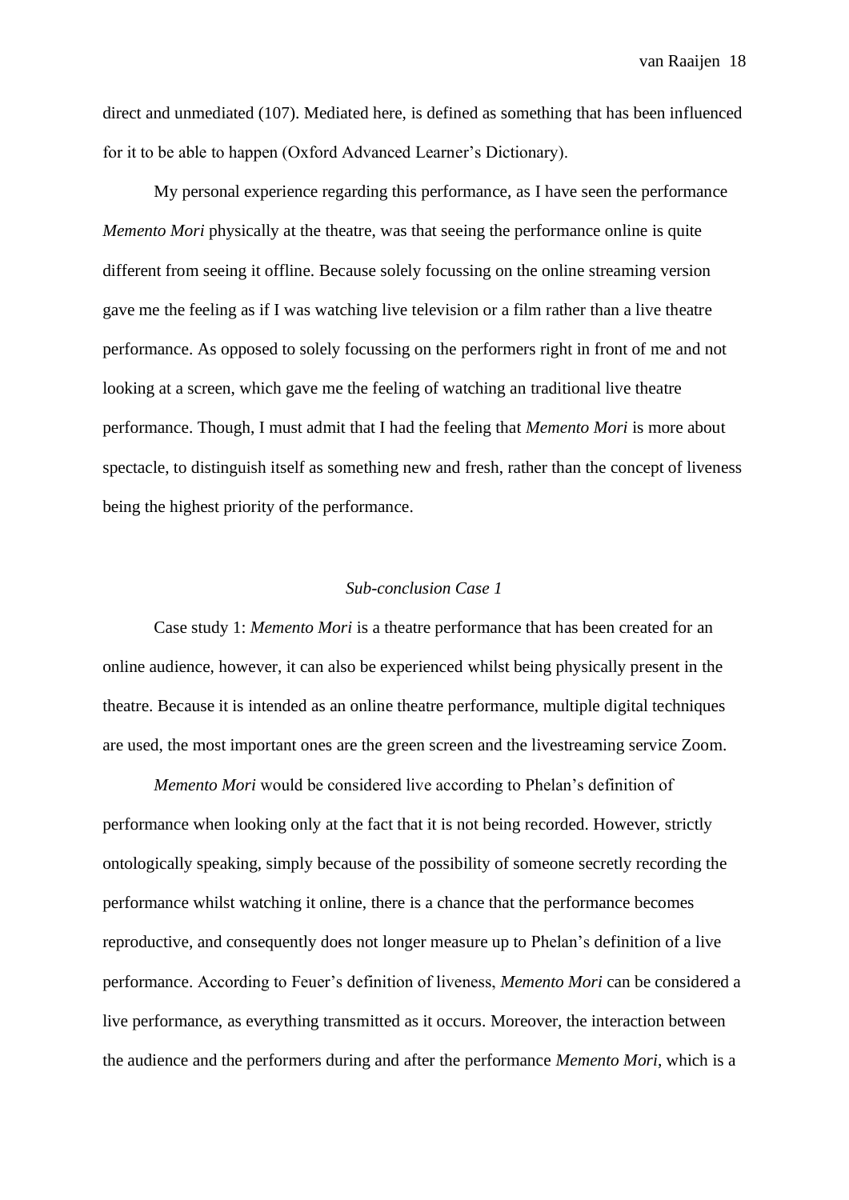direct and unmediated (107). Mediated here, is defined as something that has been influenced for it to be able to happen (Oxford Advanced Learner's Dictionary).

My personal experience regarding this performance, as I have seen the performance *Memento Mori* physically at the theatre, was that seeing the performance online is quite different from seeing it offline. Because solely focussing on the online streaming version gave me the feeling as if I was watching live television or a film rather than a live theatre performance. As opposed to solely focussing on the performers right in front of me and not looking at a screen, which gave me the feeling of watching an traditional live theatre performance. Though, I must admit that I had the feeling that *Memento Mori* is more about spectacle, to distinguish itself as something new and fresh, rather than the concept of liveness being the highest priority of the performance.

### *Sub-conclusion Case 1*

Case study 1: *Memento Mori* is a theatre performance that has been created for an online audience, however, it can also be experienced whilst being physically present in the theatre. Because it is intended as an online theatre performance, multiple digital techniques are used, the most important ones are the green screen and the livestreaming service Zoom.

*Memento Mori* would be considered live according to Phelan's definition of performance when looking only at the fact that it is not being recorded. However, strictly ontologically speaking, simply because of the possibility of someone secretly recording the performance whilst watching it online, there is a chance that the performance becomes reproductive, and consequently does not longer measure up to Phelan's definition of a live performance. According to Feuer's definition of liveness, *Memento Mori* can be considered a live performance, as everything transmitted as it occurs. Moreover, the interaction between the audience and the performers during and after the performance *Memento Mori*, which is a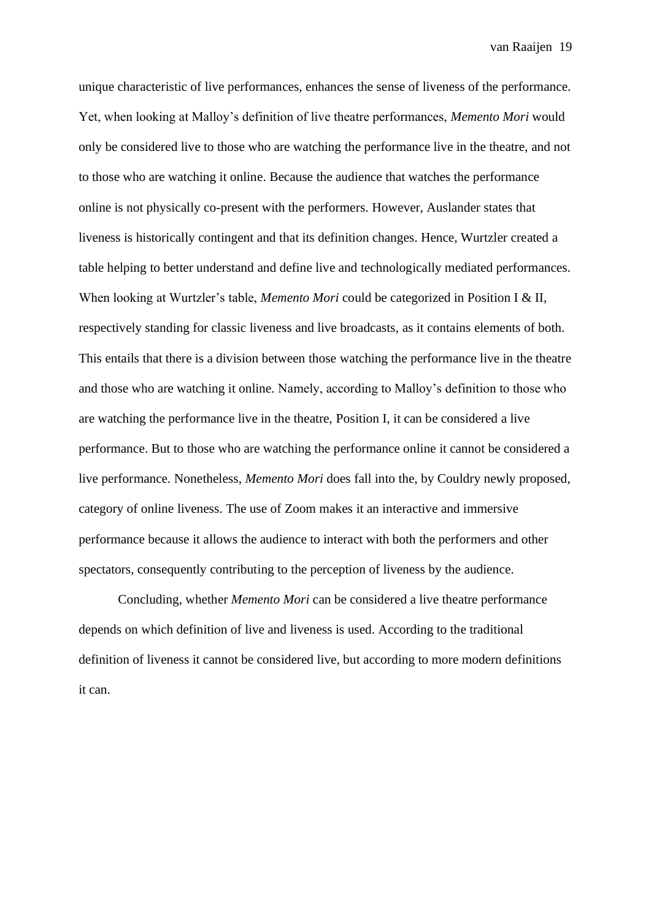unique characteristic of live performances, enhances the sense of liveness of the performance. Yet, when looking at Malloy's definition of live theatre performances, *Memento Mori* would only be considered live to those who are watching the performance live in the theatre, and not to those who are watching it online. Because the audience that watches the performance online is not physically co-present with the performers. However, Auslander states that liveness is historically contingent and that its definition changes. Hence, Wurtzler created a table helping to better understand and define live and technologically mediated performances. When looking at Wurtzler's table, *Memento Mori* could be categorized in Position I & II, respectively standing for classic liveness and live broadcasts, as it contains elements of both. This entails that there is a division between those watching the performance live in the theatre and those who are watching it online. Namely, according to Malloy's definition to those who are watching the performance live in the theatre, Position I, it can be considered a live performance. But to those who are watching the performance online it cannot be considered a live performance. Nonetheless, *Memento Mori* does fall into the, by Couldry newly proposed, category of online liveness. The use of Zoom makes it an interactive and immersive performance because it allows the audience to interact with both the performers and other spectators, consequently contributing to the perception of liveness by the audience.

Concluding, whether *Memento Mori* can be considered a live theatre performance depends on which definition of live and liveness is used. According to the traditional definition of liveness it cannot be considered live, but according to more modern definitions it can.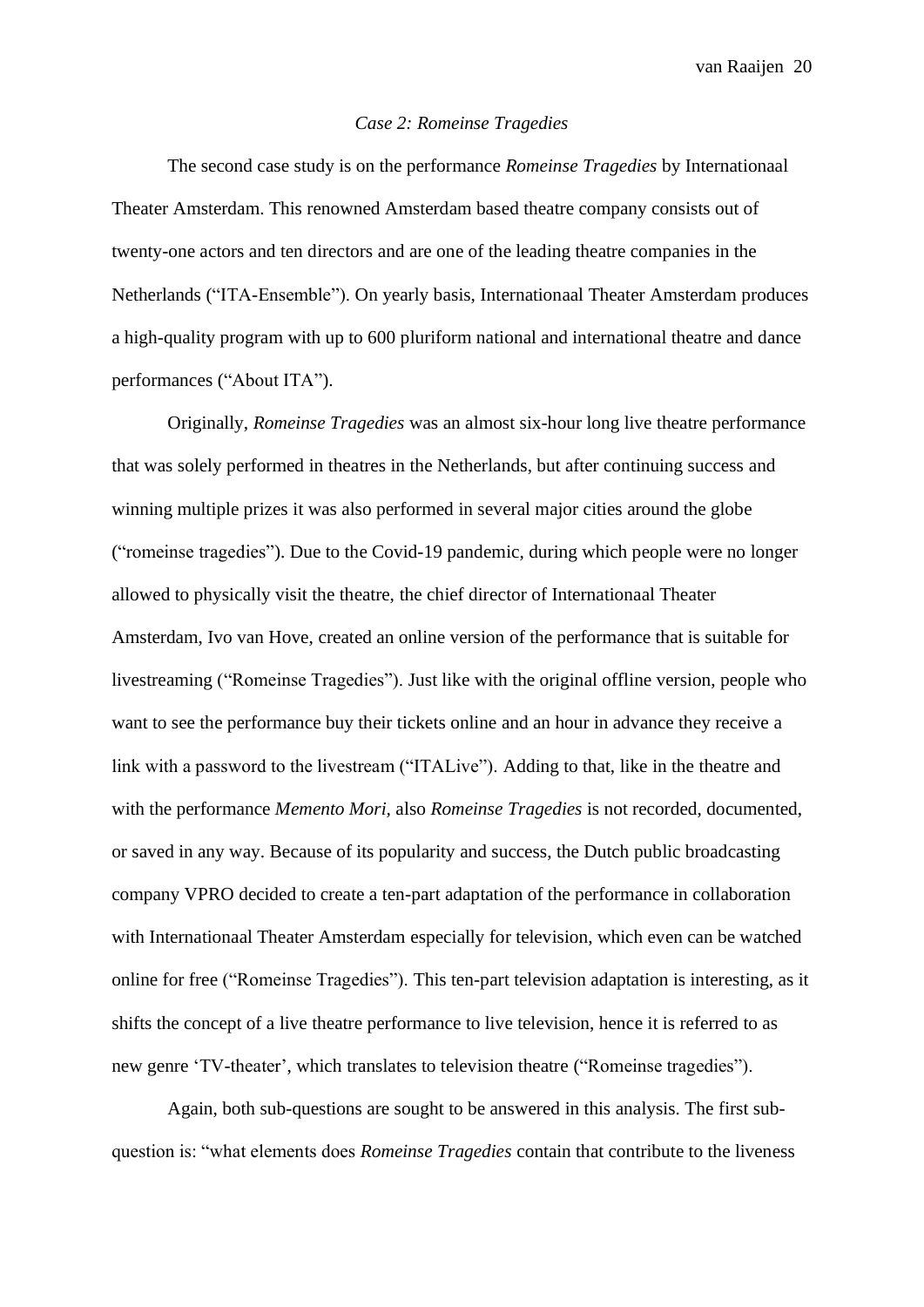### *Case 2: Romeinse Tragedies*

The second case study is on the performance *Romeinse Tragedies* by Internationaal Theater Amsterdam. This renowned Amsterdam based theatre company consists out of twenty-one actors and ten directors and are one of the leading theatre companies in the Netherlands ("ITA-Ensemble"). On yearly basis, Internationaal Theater Amsterdam produces a high-quality program with up to 600 pluriform national and international theatre and dance performances ("About ITA").

Originally, *Romeinse Tragedies* was an almost six-hour long live theatre performance that was solely performed in theatres in the Netherlands, but after continuing success and winning multiple prizes it was also performed in several major cities around the globe ("romeinse tragedies"). Due to the Covid-19 pandemic, during which people were no longer allowed to physically visit the theatre, the chief director of Internationaal Theater Amsterdam, Ivo van Hove, created an online version of the performance that is suitable for livestreaming ("Romeinse Tragedies"). Just like with the original offline version, people who want to see the performance buy their tickets online and an hour in advance they receive a link with a password to the livestream ("ITALive"). Adding to that, like in the theatre and with the performance *Memento Mori*, also *Romeinse Tragedies* is not recorded, documented, or saved in any way. Because of its popularity and success, the Dutch public broadcasting company VPRO decided to create a ten-part adaptation of the performance in collaboration with Internationaal Theater Amsterdam especially for television, which even can be watched online for free ("Romeinse Tragedies"). This ten-part television adaptation is interesting, as it shifts the concept of a live theatre performance to live television, hence it is referred to as new genre 'TV-theater', which translates to television theatre ("Romeinse tragedies").

Again, both sub-questions are sought to be answered in this analysis. The first sub-question is: "what elements does *Romeinse Tragedies* contain that contribute to the liveness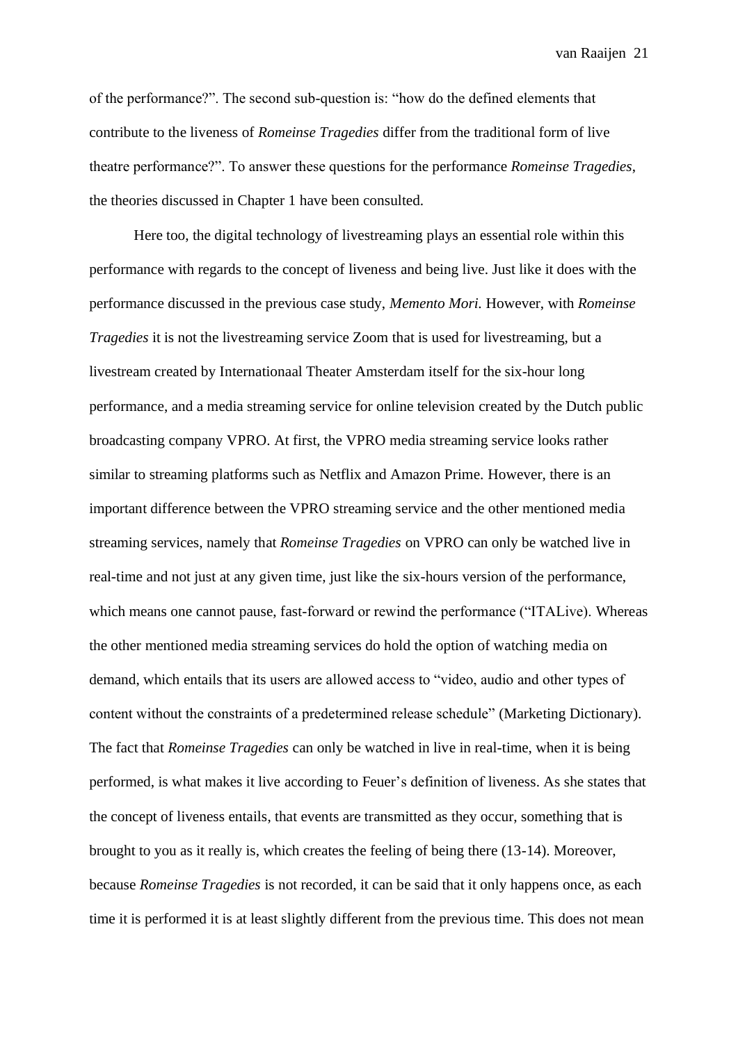of the performance?”. The second sub-question is: “how do the defined elements that contribute to the liveness of *Romeinse Tragedies* differ from the traditional form of live theatre performance?”. To answer these questions for the performance *Romeinse Tragedies*, the theories discussed in Chapter 1 have been consulted.

Here too, the digital technology of livestreaming plays an essential role within this performance with regards to the concept of liveness and being live. Just like it does with the performance discussed in the previous case study, *Memento Mori.* However, with *Romeinse Tragedies* it is not the livestreaming service Zoom that is used for livestreaming, but a livestream created by Internationaal Theater Amsterdam itself for the six-hour long performance, and a media streaming service for online television created by the Dutch public broadcasting company VPRO. At first, the VPRO media streaming service looks rather similar to streaming platforms such as Netflix and Amazon Prime. However, there is an important difference between the VPRO streaming service and the other mentioned media streaming services, namely that *Romeinse Tragedies* on VPRO can only be watched live in real-time and not just at any given time, just like the six-hours version of the performance, which means one cannot pause, fast-forward or rewind the performance (“ITALive). Whereas the other mentioned media streaming services do hold the option of watching media on demand, which entails that its users are allowed access to “video, audio and other types of content without the constraints of a predetermined release schedule” (Marketing Dictionary). The fact that *Romeinse Tragedies* can only be watched in live in real-time, when it is being performed, is what makes it live according to Feuer’s definition of liveness. As she states that the concept of liveness entails, that events are transmitted as they occur, something that is brought to you as it really is, which creates the feeling of being there (13-14). Moreover, because *Romeinse Tragedies* is not recorded, it can be said that it only happens once, as each time it is performed it is at least slightly different from the previous time. This does not mean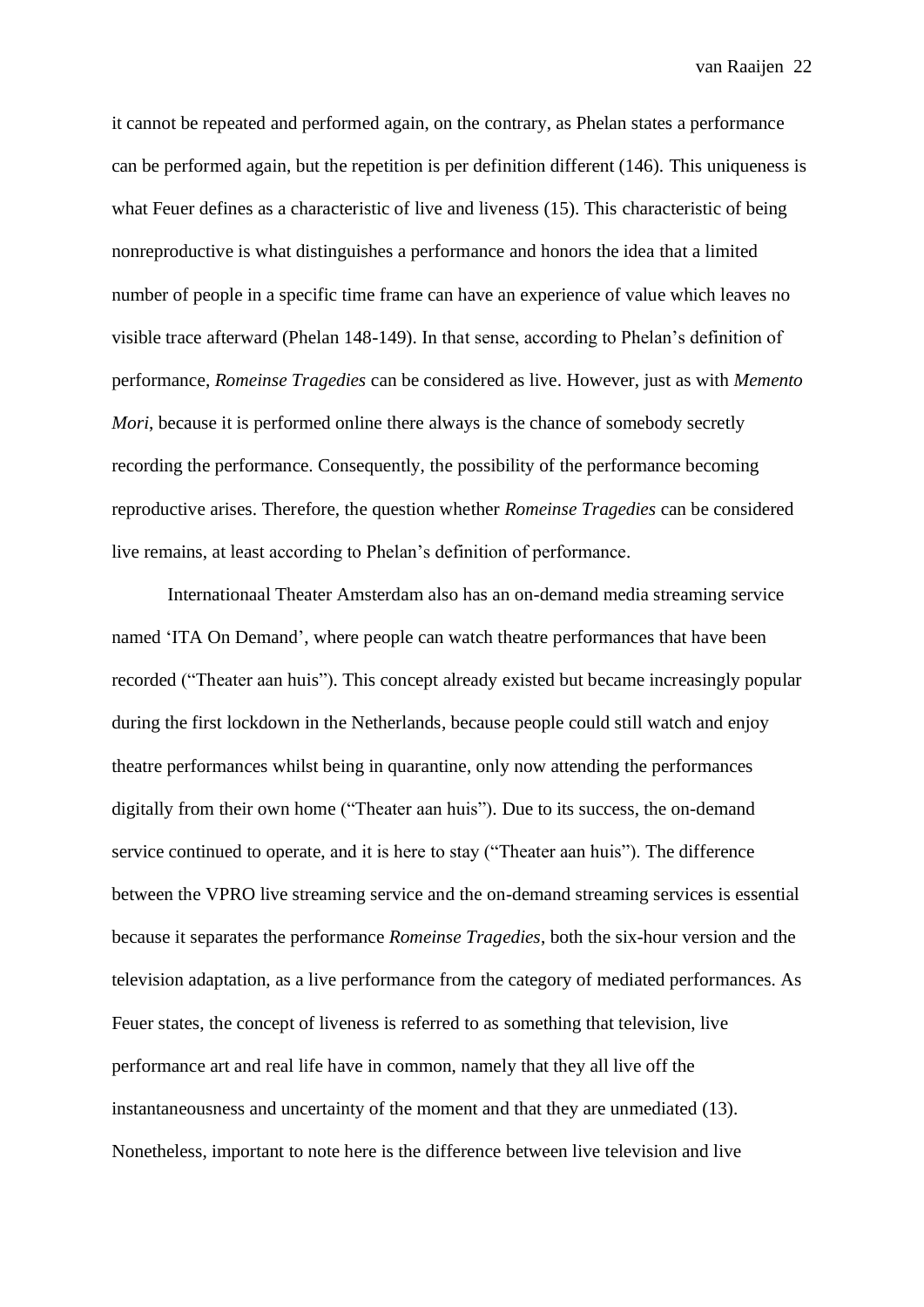it cannot be repeated and performed again, on the contrary, as Phelan states a performance can be performed again, but the repetition is per definition different (146). This uniqueness is what Feuer defines as a characteristic of live and liveness (15). This characteristic of being nonreproductive is what distinguishes a performance and honors the idea that a limited number of people in a specific time frame can have an experience of value which leaves no visible trace afterward (Phelan 148-149). In that sense, according to Phelan's definition of performance, *Romeinse Tragedies* can be considered as live. However, just as with *Memento Mori*, because it is performed online there always is the chance of somebody secretly recording the performance. Consequently, the possibility of the performance becoming reproductive arises. Therefore, the question whether *Romeinse Tragedies* can be considered live remains, at least according to Phelan's definition of performance.

Internationaal Theater Amsterdam also has an on-demand media streaming service named 'ITA On Demand', where people can watch theatre performances that have been recorded ("Theater aan huis"). This concept already existed but became increasingly popular during the first lockdown in the Netherlands, because people could still watch and enjoy theatre performances whilst being in quarantine, only now attending the performances digitally from their own home ("Theater aan huis"). Due to its success, the on-demand service continued to operate, and it is here to stay ("Theater aan huis"). The difference between the VPRO live streaming service and the on-demand streaming services is essential because it separates the performance *Romeinse Tragedies*, both the six-hour version and the television adaptation, as a live performance from the category of mediated performances. As Feuer states, the concept of liveness is referred to as something that television, live performance art and real life have in common, namely that they all live off the instantaneousness and uncertainty of the moment and that they are unmediated (13). Nonetheless, important to note here is the difference between live television and live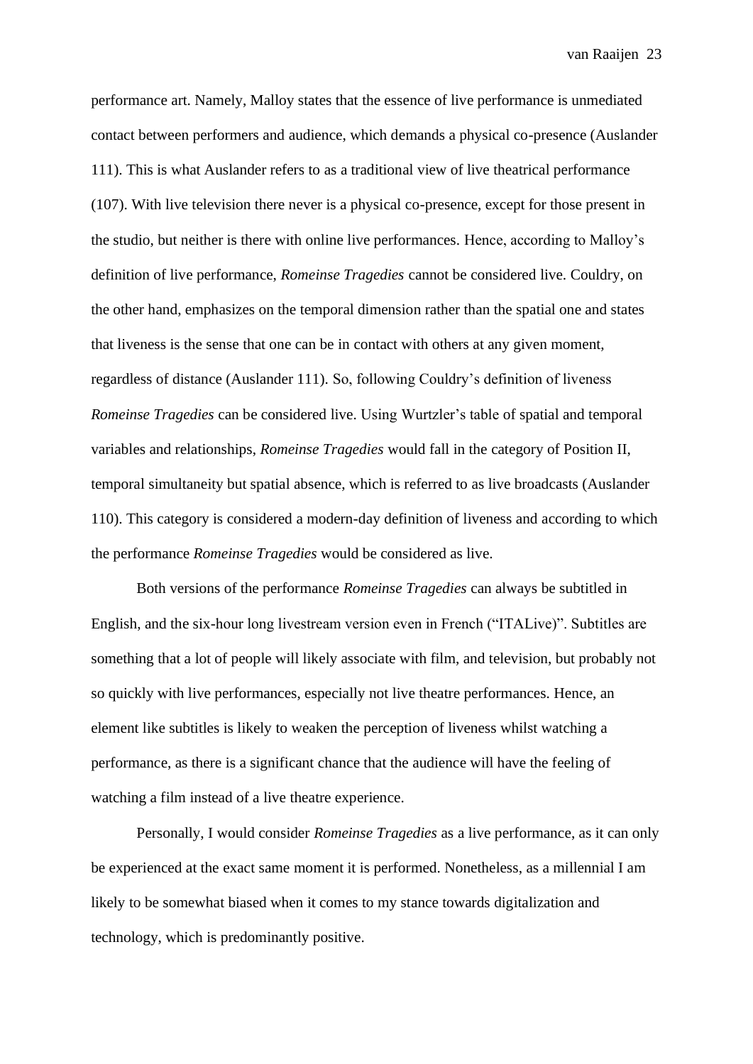performance art. Namely, Malloy states that the essence of live performance is unmediated contact between performers and audience, which demands a physical co-presence (Auslander 111). This is what Auslander refers to as a traditional view of live theatrical performance (107). With live television there never is a physical co-presence, except for those present in the studio, but neither is there with online live performances. Hence, according to Malloy's definition of live performance, *Romeinse Tragedies* cannot be considered live. Couldry, on the other hand, emphasizes on the temporal dimension rather than the spatial one and states that liveness is the sense that one can be in contact with others at any given moment, regardless of distance (Auslander 111). So, following Couldry's definition of liveness *Romeinse Tragedies* can be considered live. Using Wurtzler's table of spatial and temporal variables and relationships, *Romeinse Tragedies* would fall in the category of Position II, temporal simultaneity but spatial absence, which is referred to as live broadcasts (Auslander 110). This category is considered a modern-day definition of liveness and according to which the performance *Romeinse Tragedies* would be considered as live.

Both versions of the performance *Romeinse Tragedies* can always be subtitled in English, and the six-hour long livestream version even in French ("ITALive"). Subtitles are something that a lot of people will likely associate with film, and television, but probably not so quickly with live performances, especially not live theatre performances. Hence, an element like subtitles is likely to weaken the perception of liveness whilst watching a performance, as there is a significant chance that the audience will have the feeling of watching a film instead of a live theatre experience.

Personally, I would consider *Romeinse Tragedies* as a live performance, as it can only be experienced at the exact same moment it is performed. Nonetheless, as a millennial I am likely to be somewhat biased when it comes to my stance towards digitalization and technology, which is predominantly positive.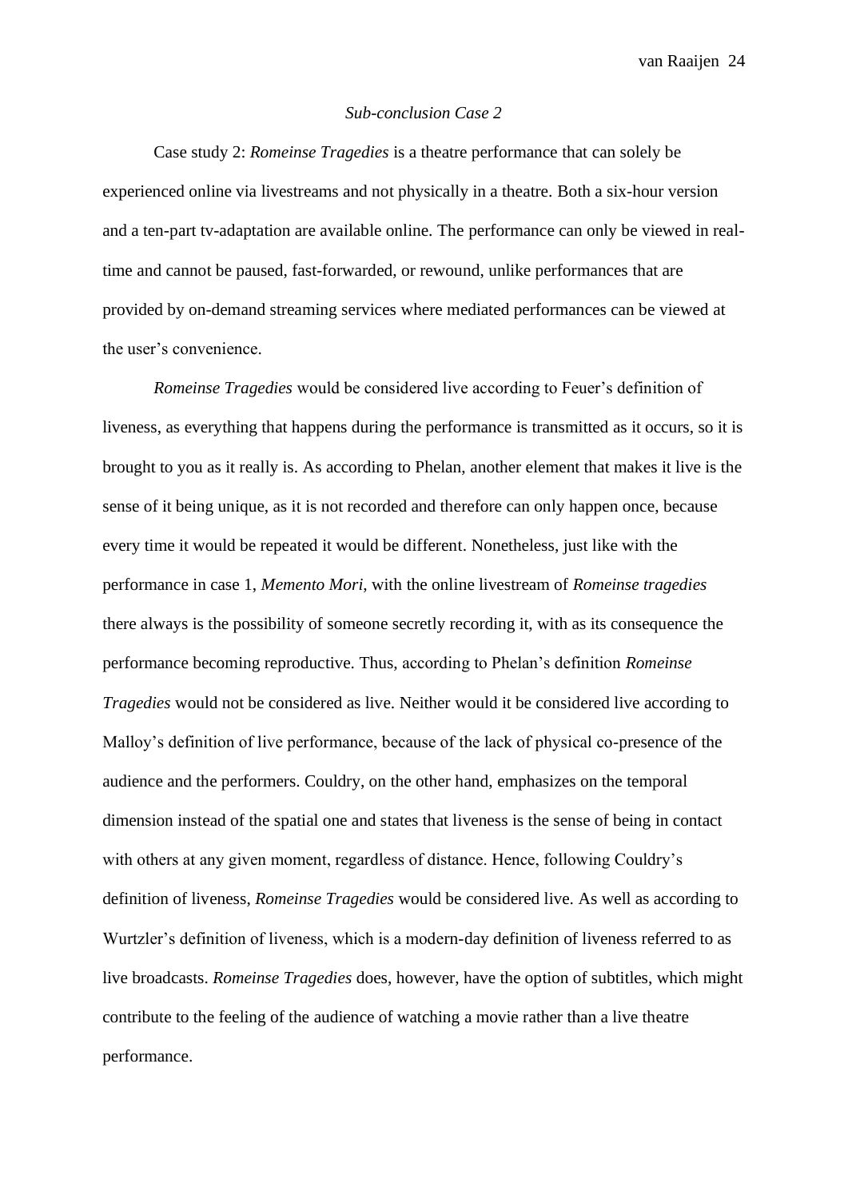*Sub-conclusion Case 2*

Case study 2: *Romeinse Tragedies* is a theatre performance that can solely be experienced online via livestreams and not physically in a theatre. Both a six-hour version and a ten-part tv-adaptation are available online. The performance can only be viewed in real-time and cannot be paused, fast-forwarded, or rewound, unlike performances that are provided by on-demand streaming services where mediated performances can be viewed at the user's convenience.

*Romeinse Tragedies* would be considered live according to Feuer's definition of liveness, as everything that happens during the performance is transmitted as it occurs, so it is brought to you as it really is. As according to Phelan, another element that makes it live is the sense of it being unique, as it is not recorded and therefore can only happen once, because every time it would be repeated it would be different. Nonetheless, just like with the performance in case 1, *Memento Mori*, with the online livestream of *Romeinse tragedies* there always is the possibility of someone secretly recording it, with as its consequence the performance becoming reproductive. Thus, according to Phelan's definition *Romeinse Tragedies* would not be considered as live. Neither would it be considered live according to Malloy's definition of live performance, because of the lack of physical co-presence of the audience and the performers. Couldry, on the other hand, emphasizes on the temporal dimension instead of the spatial one and states that liveness is the sense of being in contact with others at any given moment, regardless of distance. Hence, following Couldry's definition of liveness, *Romeinse Tragedies* would be considered live. As well as according to Wurtzler's definition of liveness, which is a modern-day definition of liveness referred to as live broadcasts. *Romeinse Tragedies* does, however, have the option of subtitles, which might contribute to the feeling of the audience of watching a movie rather than a live theatre performance.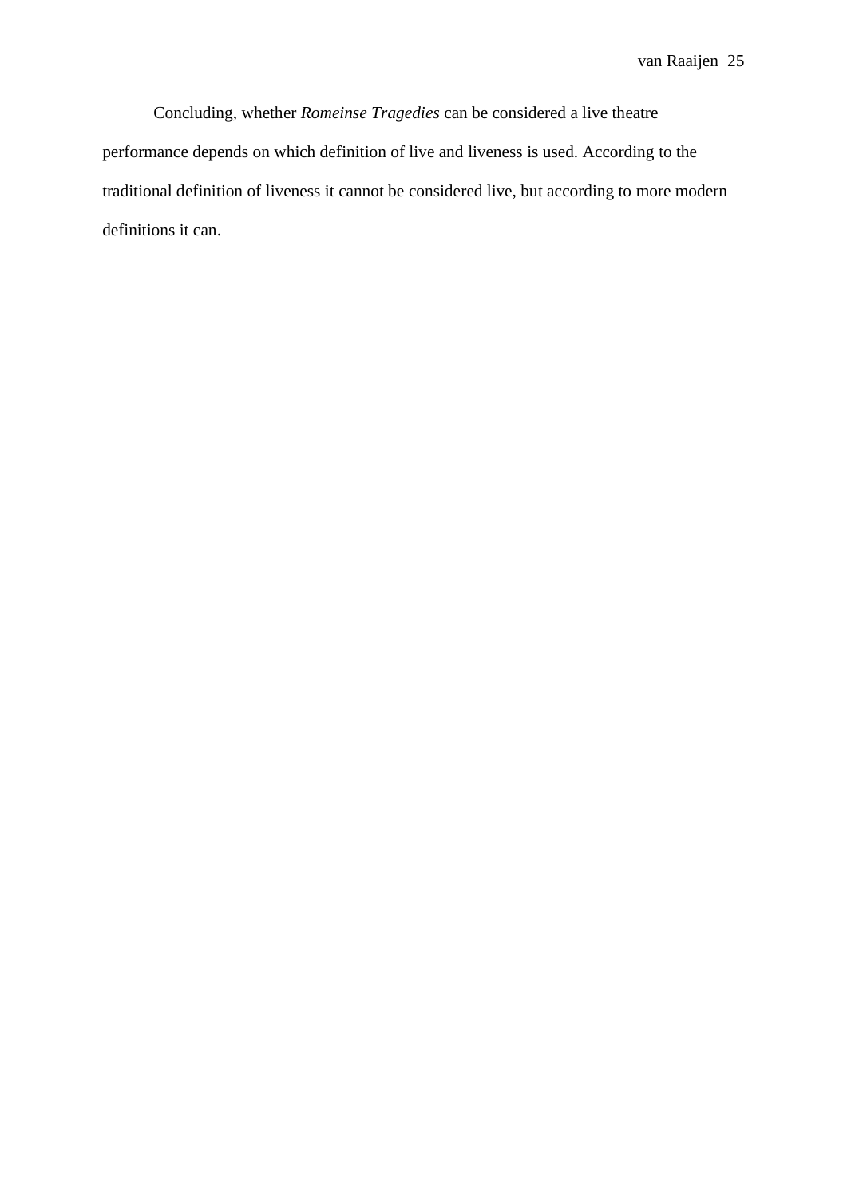Concluding, whether *Romeinse Tragedies* can be considered a live theatre performance depends on which definition of live and liveness is used. According to the traditional definition of liveness it cannot be considered live, but according to more modern definitions it can.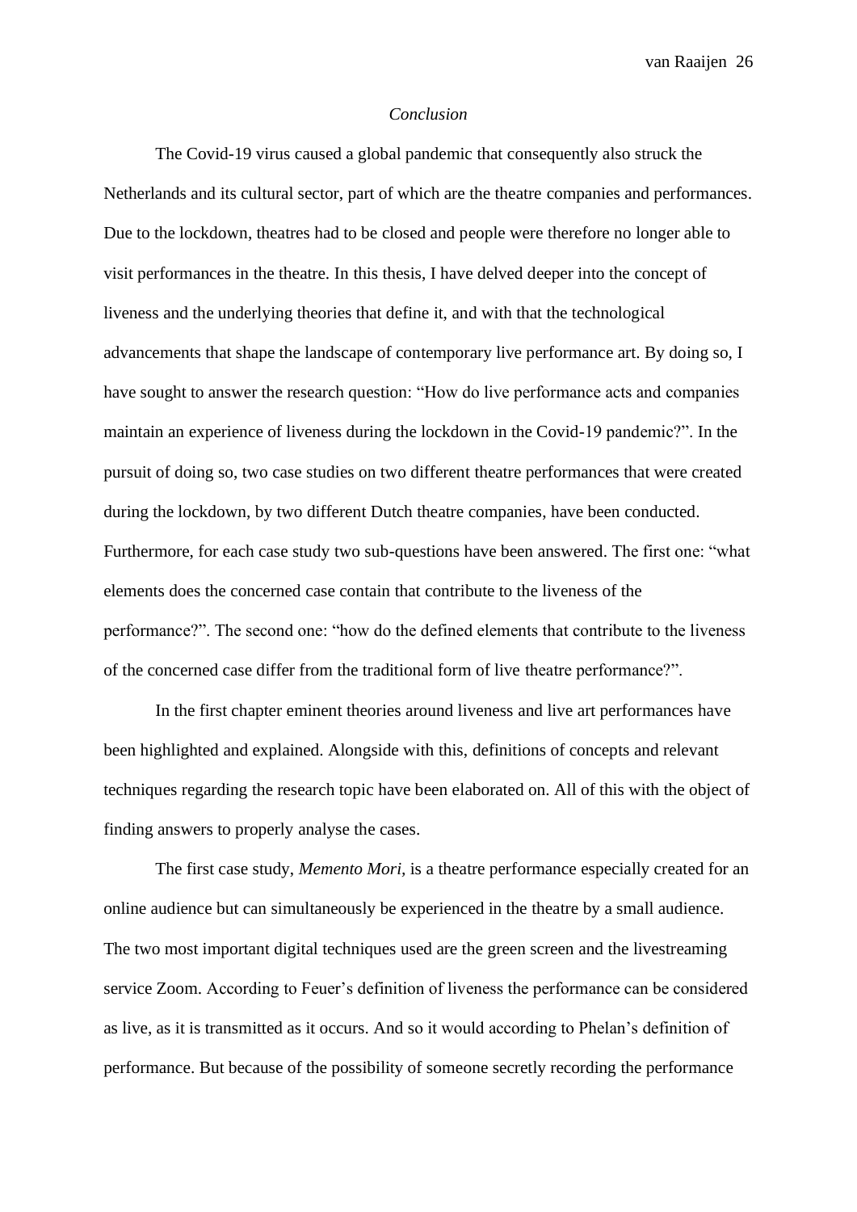*Conclusion*

The Covid-19 virus caused a global pandemic that consequently also struck the Netherlands and its cultural sector, part of which are the theatre companies and performances. Due to the lockdown, theatres had to be closed and people were therefore no longer able to visit performances in the theatre. In this thesis, I have delved deeper into the concept of liveness and the underlying theories that define it, and with that the technological advancements that shape the landscape of contemporary live performance art. By doing so, I have sought to answer the research question: "How do live performance acts and companies maintain an experience of liveness during the lockdown in the Covid-19 pandemic?". In the pursuit of doing so, two case studies on two different theatre performances that were created during the lockdown, by two different Dutch theatre companies, have been conducted. Furthermore, for each case study two sub-questions have been answered. The first one: "what elements does the concerned case contain that contribute to the liveness of the performance?". The second one: "how do the defined elements that contribute to the liveness of the concerned case differ from the traditional form of live theatre performance?".

In the first chapter eminent theories around liveness and live art performances have been highlighted and explained. Alongside with this, definitions of concepts and relevant techniques regarding the research topic have been elaborated on. All of this with the object of finding answers to properly analyse the cases.

The first case study, *Memento Mori,* is a theatre performance especially created for an online audience but can simultaneously be experienced in the theatre by a small audience. The two most important digital techniques used are the green screen and the livestreaming service Zoom. According to Feuer's definition of liveness the performance can be considered as live, as it is transmitted as it occurs. And so it would according to Phelan's definition of performance. But because of the possibility of someone secretly recording the performance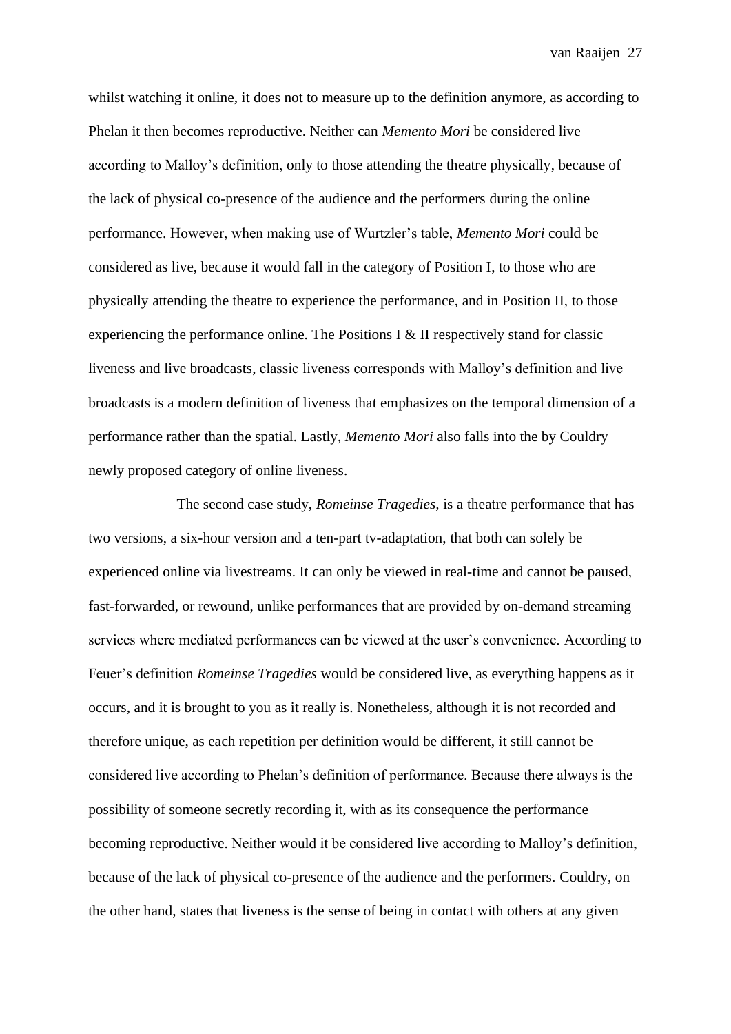whilst watching it online, it does not to measure up to the definition anymore, as according to Phelan it then becomes reproductive. Neither can *Memento Mori* be considered live according to Malloy's definition, only to those attending the theatre physically, because of the lack of physical co-presence of the audience and the performers during the online performance. However, when making use of Wurtzler's table, *Memento Mori* could be considered as live, because it would fall in the category of Position I, to those who are physically attending the theatre to experience the performance, and in Position II, to those experiencing the performance online. The Positions I & II respectively stand for classic liveness and live broadcasts, classic liveness corresponds with Malloy's definition and live broadcasts is a modern definition of liveness that emphasizes on the temporal dimension of a performance rather than the spatial. Lastly, *Memento Mori* also falls into the by Couldry newly proposed category of online liveness.

The second case study, *Romeinse Tragedies*, is a theatre performance that has two versions, a six-hour version and a ten-part tv-adaptation, that both can solely be experienced online via livestreams. It can only be viewed in real-time and cannot be paused, fast-forwarded, or rewound, unlike performances that are provided by on-demand streaming services where mediated performances can be viewed at the user's convenience. According to Feuer's definition *Romeinse Tragedies* would be considered live, as everything happens as it occurs, and it is brought to you as it really is. Nonetheless, although it is not recorded and therefore unique, as each repetition per definition would be different, it still cannot be considered live according to Phelan's definition of performance. Because there always is the possibility of someone secretly recording it, with as its consequence the performance becoming reproductive. Neither would it be considered live according to Malloy's definition, because of the lack of physical co-presence of the audience and the performers. Couldry, on the other hand, states that liveness is the sense of being in contact with others at any given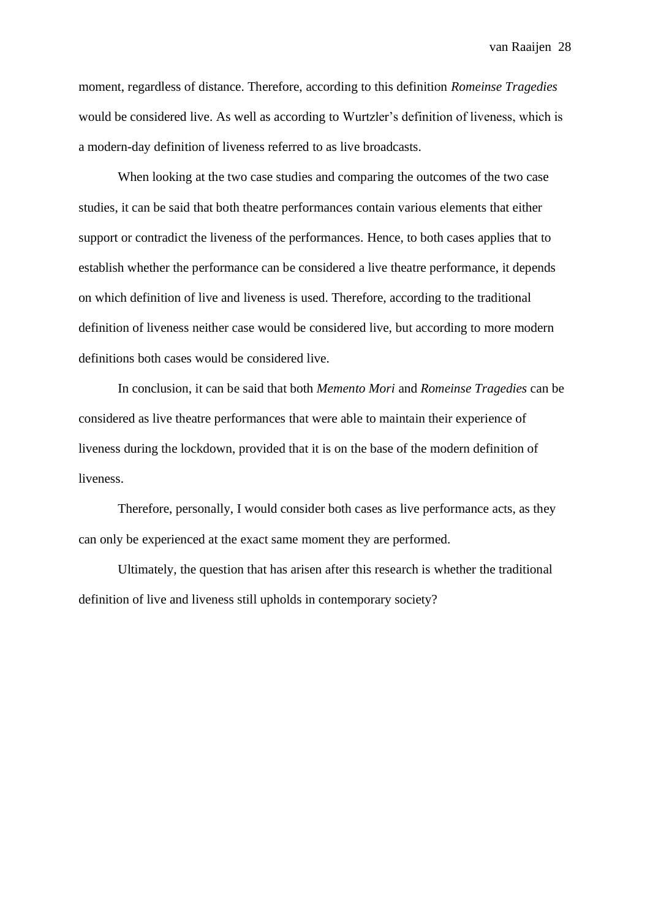moment, regardless of distance. Therefore, according to this definition *Romeinse Tragedies* would be considered live. As well as according to Wurtzler's definition of liveness, which is a modern-day definition of liveness referred to as live broadcasts.

When looking at the two case studies and comparing the outcomes of the two case studies, it can be said that both theatre performances contain various elements that either support or contradict the liveness of the performances. Hence, to both cases applies that to establish whether the performance can be considered a live theatre performance, it depends on which definition of live and liveness is used. Therefore, according to the traditional definition of liveness neither case would be considered live, but according to more modern definitions both cases would be considered live.

In conclusion, it can be said that both *Memento Mori* and *Romeinse Tragedies* can be considered as live theatre performances that were able to maintain their experience of liveness during the lockdown, provided that it is on the base of the modern definition of liveness.

Therefore, personally, I would consider both cases as live performance acts, as they can only be experienced at the exact same moment they are performed.

Ultimately, the question that has arisen after this research is whether the traditional definition of live and liveness still upholds in contemporary society?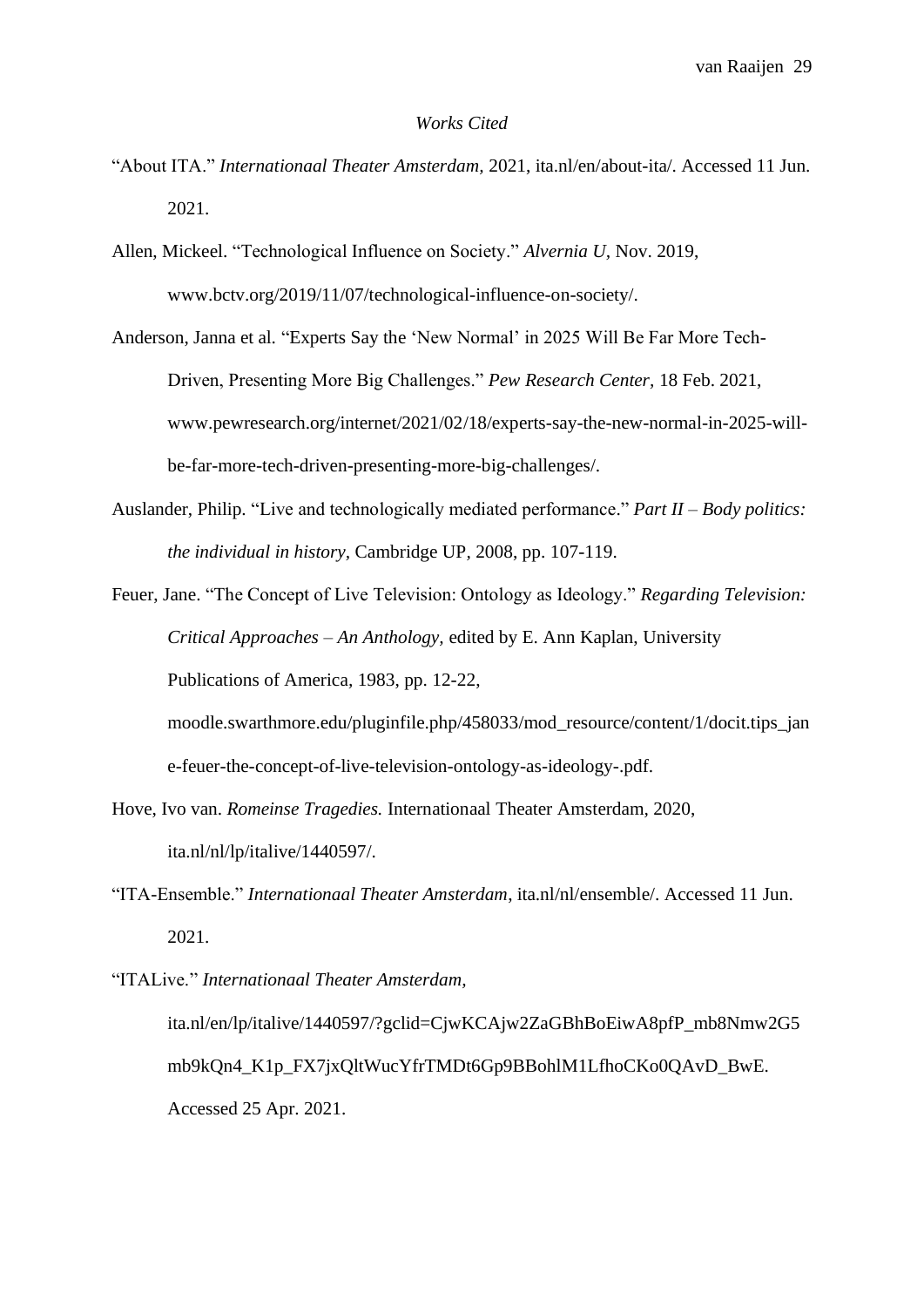*Works Cited*

"About ITA." *Internationaal Theater Amsterdam,* 2021, ita.nl/en/about-ita/. Accessed 11 Jun. 2021.

Allen, Mickeel. "Technological Influence on Society." *Alvernia U,* Nov. 2019, www.bctv.org/2019/11/07/technological-influence-on-society/.

Anderson, Janna et al. "Experts Say the 'New Normal' in 2025 Will Be Far More Tech-Driven, Presenting More Big Challenges." *Pew Research Center,* 18 Feb. 2021, www.pewresearch.org/internet/2021/02/18/experts-say-the-new-normal-in-2025-will-be-far-more-tech-driven-presenting-more-big-challenges/.

Auslander, Philip. "Live and technologically mediated performance." *Part II – Body politics: the individual in history,* Cambridge UP, 2008, pp. 107-119.

Feuer, Jane. "The Concept of Live Television: Ontology as Ideology." *Regarding Television: Critical Approaches – An Anthology,* edited by E. Ann Kaplan, University Publications of America, 1983, pp. 12-22, moodle.swarthmore.edu/pluginfile.php/458033/mod_resource/content/1/docit.tips_jane-feuer-the-concept-of-live-television-ontology-as-ideology-.pdf.

Hove, Ivo van. *Romeinse Tragedies.* Internationaal Theater Amsterdam, 2020, ita.nl/nl/lp/italive/1440597/.

"ITA-Ensemble." *Internationaal Theater Amsterdam*, ita.nl/nl/ensemble/. Accessed 11 Jun. 2021.

"ITALive." *Internationaal Theater Amsterdam,* ita.nl/en/lp/italive/1440597/?gclid=CjwKCAjw2ZaGBhBoEiwA8pfP_mb8Nmw2G5mb9kQn4_K1p_FX7jxQltWucYfrTMDt6Gp9BBohlM1LfhoCKo0QAvD_BwE. Accessed 25 Apr. 2021.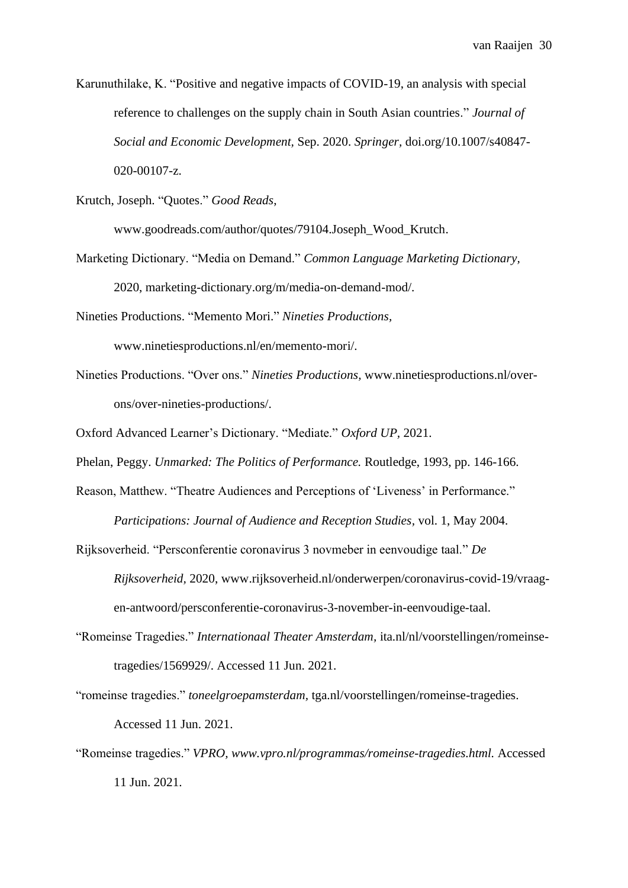Karunuthilake, K. "Positive and negative impacts of COVID-19, an analysis with special reference to challenges on the supply chain in South Asian countries." *Journal of Social and Economic Development*, Sep. 2020. *Springer*, doi.org/10.1007/s40847-020-00107-z.

Krutch, Joseph. "Quotes." *Good Reads*, www.goodreads.com/author/quotes/79104.Joseph_Wood_Krutch.

Marketing Dictionary. "Media on Demand." *Common Language Marketing Dictionary*, 2020, marketing-dictionary.org/m/media-on-demand-mod/.

Nineties Productions. "Memento Mori." *Nineties Productions*, www.ninetiesproductions.nl/en/memento-mori/.

Nineties Productions. "Over ons." *Nineties Productions*, www.ninetiesproductions.nl/over-ons/over-nineties-productions/.

Oxford Advanced Learner's Dictionary. "Mediate." *Oxford UP*, 2021.

Phelan, Peggy. *Unmarked: The Politics of Performance.* Routledge, 1993, pp. 146-166.

Reason, Matthew. "Theatre Audiences and Perceptions of 'Liveness' in Performance." *Participations: Journal of Audience and Reception Studies*, vol. 1, May 2004.

Rijksoverheid. "Persconferentie coronavirus 3 novmeber in eenvoudige taal." *De Rijksoverheid*, 2020, www.rijksoverheid.nl/onderwerpen/coronavirus-covid-19/vraag-en-antwoord/persconferentie-coronavirus-3-november-in-eenvoudige-taal.

"Romeinse Tragedies." *Internationaal Theater Amsterdam*, ita.nl/nl/voorstellingen/romeinse-tragedies/1569929/. Accessed 11 Jun. 2021.

"romeinse tragedies." *toneelgroepamsterdam*, tga.nl/voorstellingen/romeinse-tragedies. Accessed 11 Jun. 2021.

"Romeinse tragedies." *VPRO, www.vpro.nl/programmas/romeinse-tragedies.html.* Accessed 11 Jun. 2021.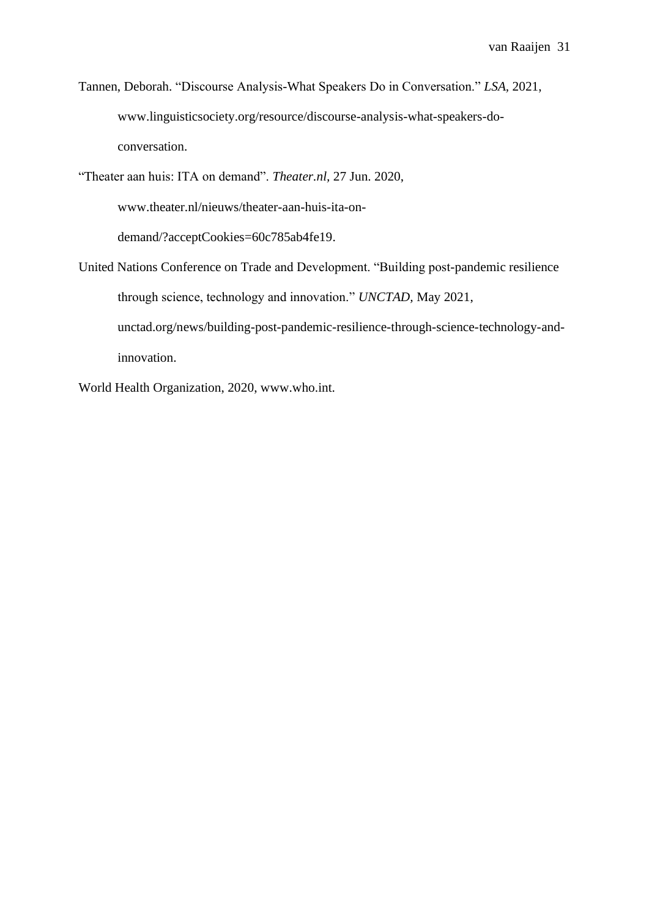Tannen, Deborah. “Discourse Analysis-What Speakers Do in Conversation.” *LSA*, 2021, www.linguisticsociety.org/resource/discourse-analysis-what-speakers-do-conversation.

“Theater aan huis: ITA on demand”. *Theater.nl*, 27 Jun. 2020, www.theater.nl/nieuws/theater-aan-huis-ita-on-demand/?acceptCookies=60c785ab4fe19.

United Nations Conference on Trade and Development. “Building post-pandemic resilience through science, technology and innovation.” *UNCTAD*, May 2021, unctad.org/news/building-post-pandemic-resilience-through-science-technology-and-innovation.

World Health Organization, 2020, www.who.int.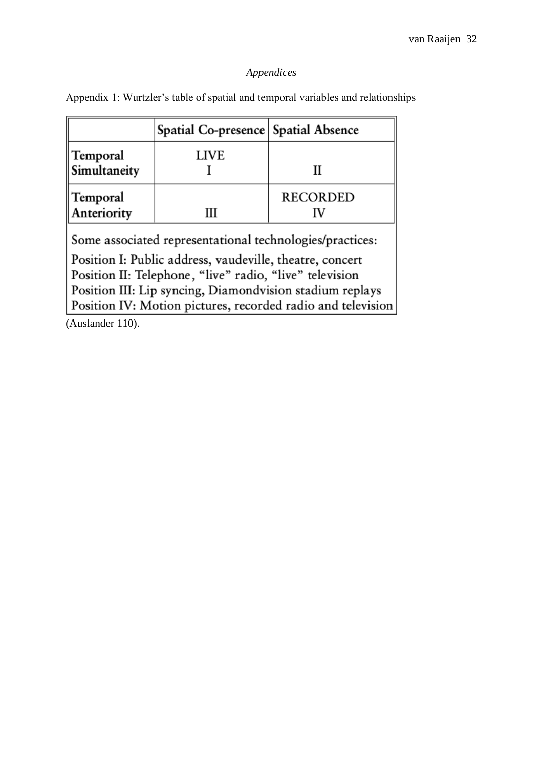*Appendices*

Appendix 1: Wurtzler's table of spatial and temporal variables and relationships

| | Spatial Co-presence | Spatial Absence |
|---|---|---|
| Temporal Simultaneity | LIVE I | II |
| Temporal Anteriority | III | RECORDED IV |

Some associated representational technologies/practices:

Position I: Public address, vaudeville, theatre, concert
Position II: Telephone, "live" radio, "live" television
Position III: Lip syncing, Diamondvision stadium replays
Position IV: Motion pictures, recorded radio and television

(Auslander 110).